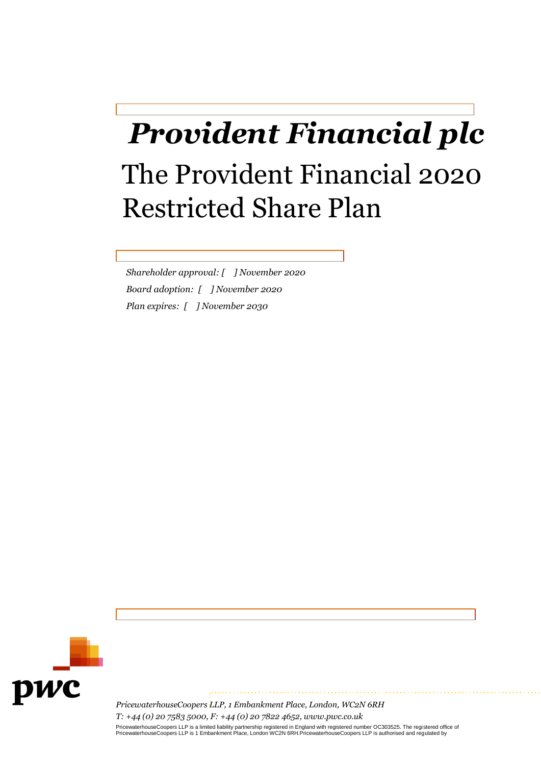# *Provident Financial plc*

# The Provident Financial 2020 Restricted Share Plan

*Shareholder approval: [ ] November 2020*

*Board adoption: [ ] November 2020*

*Plan expires: [ ] November 2030*

*PricewaterhouseCoopers LLP, 1 Embankment Place, London, WC2N 6RH*

*T: +44 (0) 20 7583 5000, F: +44 (0) 20 7822 4652, www.pwc.co.uk*

PricewaterhouseCoopers LLP is a limited liability partnership registered in England with registered number OC303525. The registered office of PricewaterhouseCoopers LLP is 1 Embankment Place, London WC2N 6RH.PricewaterhouseCoopers LLP is authorised and regulated by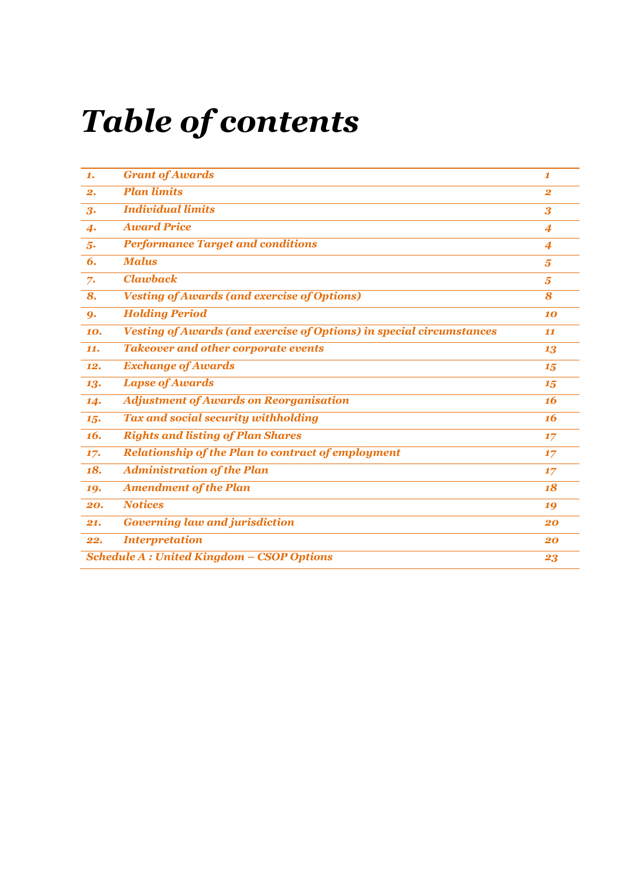# *Table of contents*

| | | |
|---|---|---|
| *1.* | *Grant of Awards* | *1* |
| *2.* | *Plan limits* | *2* |
| *3.* | *Individual limits* | *3* |
| *4.* | *Award Price* | *4* |
| *5.* | *Performance Target and conditions* | *4* |
| *6.* | *Malus* | *5* |
| *7.* | *Clawback* | *5* |
| *8.* | *Vesting of Awards (and exercise of Options)* | *8* |
| *9.* | *Holding Period* | *10* |
| *10.* | *Vesting of Awards (and exercise of Options) in special circumstances* | *11* |
| *11.* | *Takeover and other corporate events* | *13* |
| *12.* | *Exchange of Awards* | *15* |
| *13.* | *Lapse of Awards* | *15* |
| *14.* | *Adjustment of Awards on Reorganisation* | *16* |
| *15.* | *Tax and social security withholding* | *16* |
| *16.* | *Rights and listing of Plan Shares* | *17* |
| *17.* | *Relationship of the Plan to contract of employment* | *17* |
| *18.* | *Administration of the Plan* | *17* |
| *19.* | *Amendment of the Plan* | *18* |
| *20.* | *Notices* | *19* |
| *21.* | *Governing law and jurisdiction* | *20* |
| *22.* | *Interpretation* | *20* |
| *Schedule A : United Kingdom – CSOP Options* | | *23* |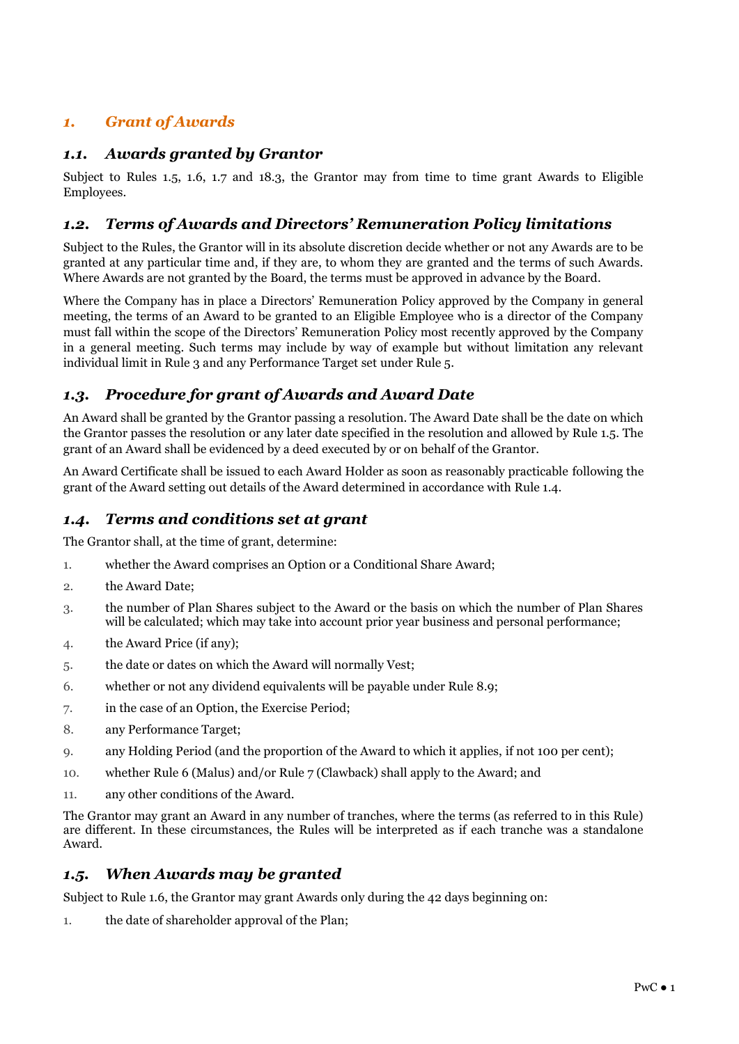# *1. Grant of Awards*

## *1.1. Awards granted by Grantor*

Subject to Rules 1.5, 1.6, 1.7 and 18.3, the Grantor may from time to time grant Awards to Eligible Employees.

## *1.2. Terms of Awards and Directors' Remuneration Policy limitations*

Subject to the Rules, the Grantor will in its absolute discretion decide whether or not any Awards are to be granted at any particular time and, if they are, to whom they are granted and the terms of such Awards. Where Awards are not granted by the Board, the terms must be approved in advance by the Board.

Where the Company has in place a Directors' Remuneration Policy approved by the Company in general meeting, the terms of an Award to be granted to an Eligible Employee who is a director of the Company must fall within the scope of the Directors' Remuneration Policy most recently approved by the Company in a general meeting. Such terms may include by way of example but without limitation any relevant individual limit in Rule 3 and any Performance Target set under Rule 5.

## *1.3. Procedure for grant of Awards and Award Date*

An Award shall be granted by the Grantor passing a resolution. The Award Date shall be the date on which the Grantor passes the resolution or any later date specified in the resolution and allowed by Rule 1.5. The grant of an Award shall be evidenced by a deed executed by or on behalf of the Grantor.

An Award Certificate shall be issued to each Award Holder as soon as reasonably practicable following the grant of the Award setting out details of the Award determined in accordance with Rule 1.4.

## *1.4. Terms and conditions set at grant*

The Grantor shall, at the time of grant, determine:

1. whether the Award comprises an Option or a Conditional Share Award;
2. the Award Date;
3. the number of Plan Shares subject to the Award or the basis on which the number of Plan Shares will be calculated; which may take into account prior year business and personal performance;
4. the Award Price (if any);
5. the date or dates on which the Award will normally Vest;
6. whether or not any dividend equivalents will be payable under Rule 8.9;
7. in the case of an Option, the Exercise Period;
8. any Performance Target;
9. any Holding Period (and the proportion of the Award to which it applies, if not 100 per cent);
10. whether Rule 6 (Malus) and/or Rule 7 (Clawback) shall apply to the Award; and
11. any other conditions of the Award.

The Grantor may grant an Award in any number of tranches, where the terms (as referred to in this Rule) are different. In these circumstances, the Rules will be interpreted as if each tranche was a standalone Award.

## *1.5. When Awards may be granted*

Subject to Rule 1.6, the Grantor may grant Awards only during the 42 days beginning on:

1. the date of shareholder approval of the Plan;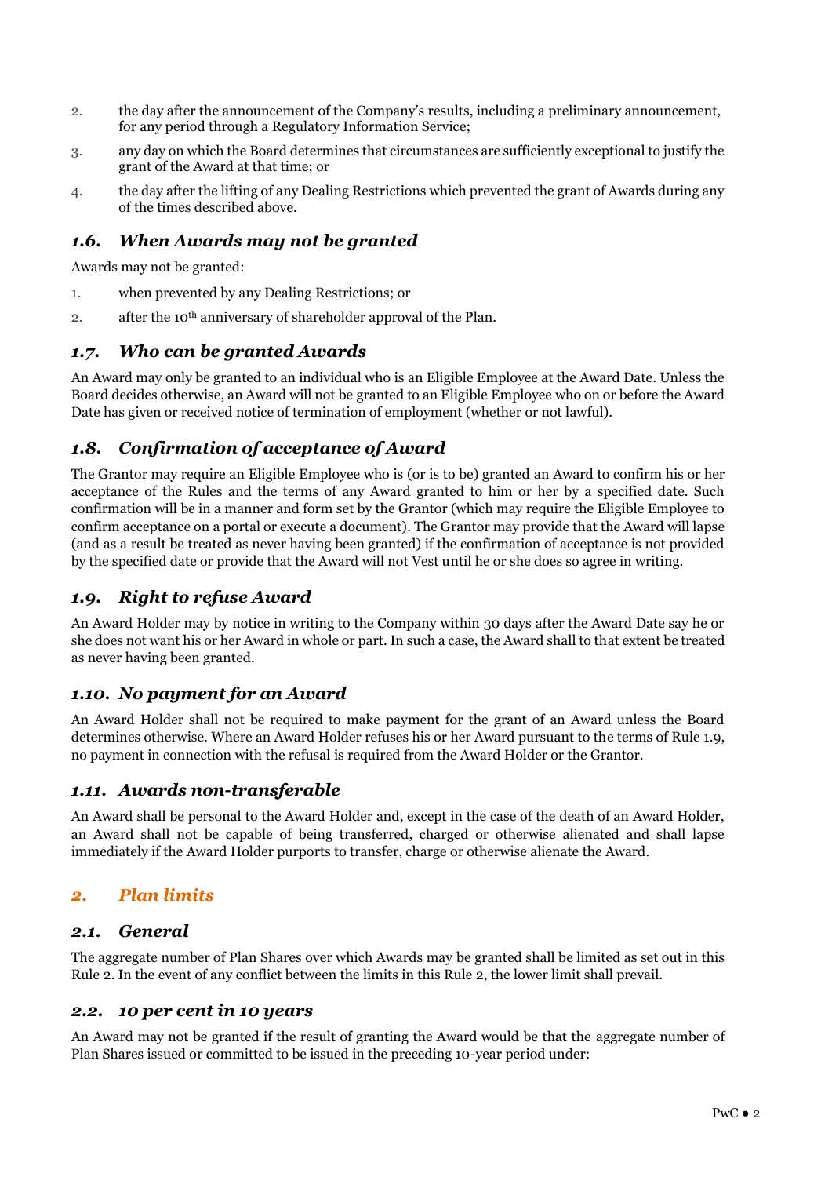2. the day after the announcement of the Company's results, including a preliminary announcement, for any period through a Regulatory Information Service;
3. any day on which the Board determines that circumstances are sufficiently exceptional to justify the grant of the Award at that time; or
4. the day after the lifting of any Dealing Restrictions which prevented the grant of Awards during any of the times described above.

### *1.6. When Awards may not be granted*

Awards may not be granted:

1. when prevented by any Dealing Restrictions; or
2. after the 10th anniversary of shareholder approval of the Plan.

### *1.7. Who can be granted Awards*

An Award may only be granted to an individual who is an Eligible Employee at the Award Date. Unless the Board decides otherwise, an Award will not be granted to an Eligible Employee who on or before the Award Date has given or received notice of termination of employment (whether or not lawful).

### *1.8. Confirmation of acceptance of Award*

The Grantor may require an Eligible Employee who is (or is to be) granted an Award to confirm his or her acceptance of the Rules and the terms of any Award granted to him or her by a specified date. Such confirmation will be in a manner and form set by the Grantor (which may require the Eligible Employee to confirm acceptance on a portal or execute a document). The Grantor may provide that the Award will lapse (and as a result be treated as never having been granted) if the confirmation of acceptance is not provided by the specified date or provide that the Award will not Vest until he or she does so agree in writing.

### *1.9. Right to refuse Award*

An Award Holder may by notice in writing to the Company within 30 days after the Award Date say he or she does not want his or her Award in whole or part. In such a case, the Award shall to that extent be treated as never having been granted.

### *1.10. No payment for an Award*

An Award Holder shall not be required to make payment for the grant of an Award unless the Board determines otherwise. Where an Award Holder refuses his or her Award pursuant to the terms of Rule 1.9, no payment in connection with the refusal is required from the Award Holder or the Grantor.

### *1.11. Awards non-transferable*

An Award shall be personal to the Award Holder and, except in the case of the death of an Award Holder, an Award shall not be capable of being transferred, charged or otherwise alienated and shall lapse immediately if the Award Holder purports to transfer, charge or otherwise alienate the Award.

## *2. Plan limits*

### *2.1. General*

The aggregate number of Plan Shares over which Awards may be granted shall be limited as set out in this Rule 2. In the event of any conflict between the limits in this Rule 2, the lower limit shall prevail.

### *2.2. 10 per cent in 10 years*

An Award may not be granted if the result of granting the Award would be that the aggregate number of Plan Shares issued or committed to be issued in the preceding 10-year period under: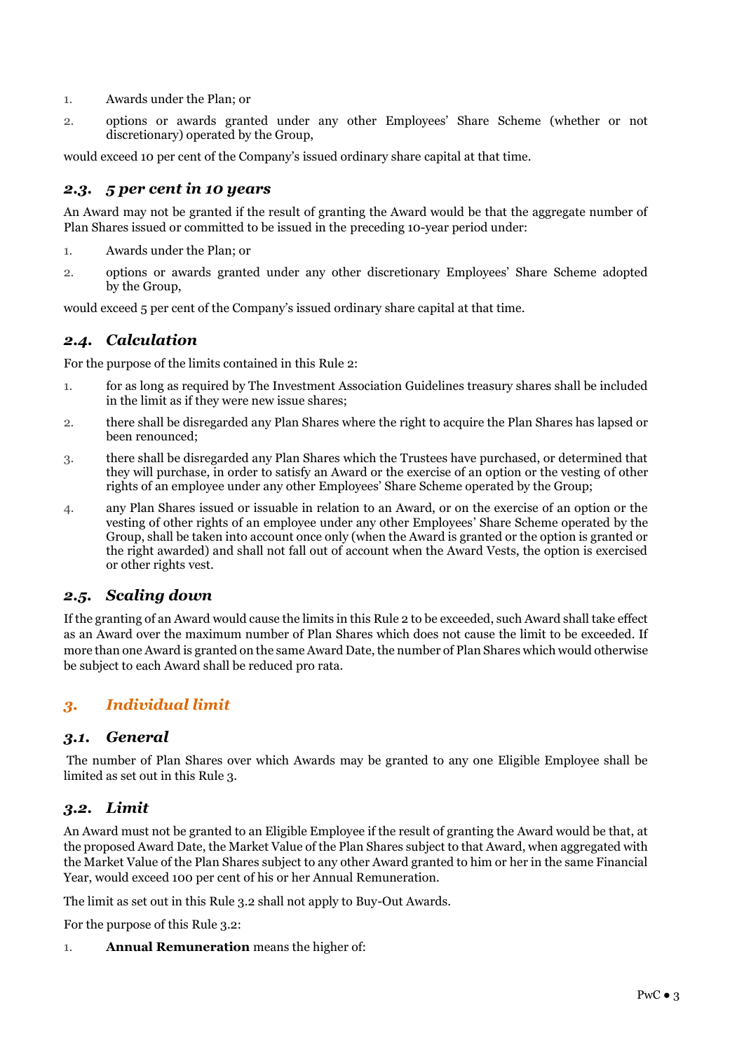1. Awards under the Plan; or
2. options or awards granted under any other Employees' Share Scheme (whether or not discretionary) operated by the Group,

would exceed 10 per cent of the Company's issued ordinary share capital at that time.

## *2.3. 5 per cent in 10 years*

An Award may not be granted if the result of granting the Award would be that the aggregate number of Plan Shares issued or committed to be issued in the preceding 10-year period under:

1. Awards under the Plan; or
2. options or awards granted under any other discretionary Employees' Share Scheme adopted by the Group,

would exceed 5 per cent of the Company's issued ordinary share capital at that time.

## *2.4. Calculation*

For the purpose of the limits contained in this Rule 2:

1. for as long as required by The Investment Association Guidelines treasury shares shall be included in the limit as if they were new issue shares;
2. there shall be disregarded any Plan Shares where the right to acquire the Plan Shares has lapsed or been renounced;
3. there shall be disregarded any Plan Shares which the Trustees have purchased, or determined that they will purchase, in order to satisfy an Award or the exercise of an option or the vesting of other rights of an employee under any other Employees' Share Scheme operated by the Group;
4. any Plan Shares issued or issuable in relation to an Award, or on the exercise of an option or the vesting of other rights of an employee under any other Employees' Share Scheme operated by the Group, shall be taken into account once only (when the Award is granted or the option is granted or the right awarded) and shall not fall out of account when the Award Vests, the option is exercised or other rights vest.

## *2.5. Scaling down*

If the granting of an Award would cause the limits in this Rule 2 to be exceeded, such Award shall take effect as an Award over the maximum number of Plan Shares which does not cause the limit to be exceeded. If more than one Award is granted on the same Award Date, the number of Plan Shares which would otherwise be subject to each Award shall be reduced pro rata.

# *3. Individual limit*

## *3.1. General*

The number of Plan Shares over which Awards may be granted to any one Eligible Employee shall be limited as set out in this Rule 3.

## *3.2. Limit*

An Award must not be granted to an Eligible Employee if the result of granting the Award would be that, at the proposed Award Date, the Market Value of the Plan Shares subject to that Award, when aggregated with the Market Value of the Plan Shares subject to any other Award granted to him or her in the same Financial Year, would exceed 100 per cent of his or her Annual Remuneration.

The limit as set out in this Rule 3.2 shall not apply to Buy-Out Awards.

For the purpose of this Rule 3.2:

1. **Annual Remuneration** means the higher of: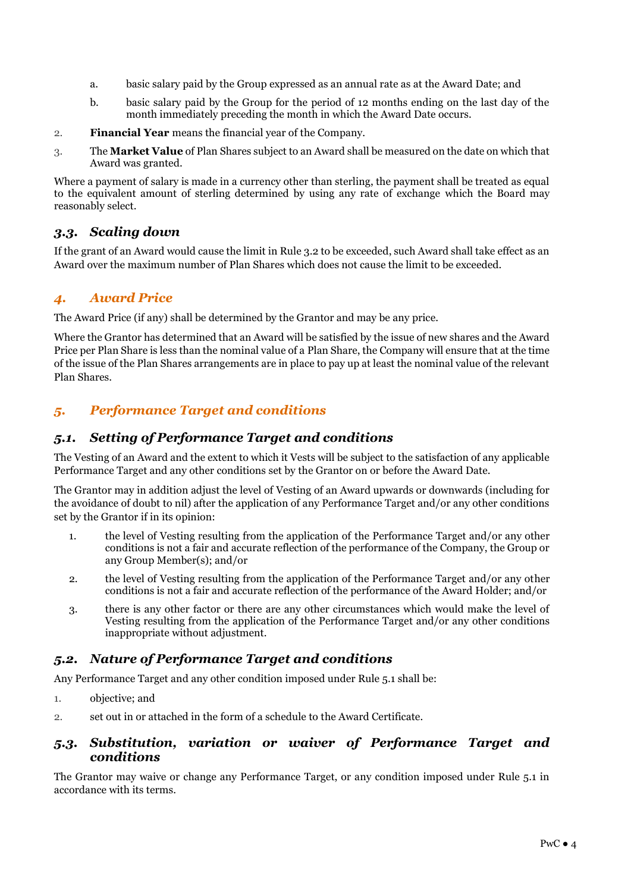a. basic salary paid by the Group expressed as an annual rate as at the Award Date; and

b. basic salary paid by the Group for the period of 12 months ending on the last day of the month immediately preceding the month in which the Award Date occurs.

2. **Financial Year** means the financial year of the Company.

3. The **Market Value** of Plan Shares subject to an Award shall be measured on the date on which that Award was granted.

Where a payment of salary is made in a currency other than sterling, the payment shall be treated as equal to the equivalent amount of sterling determined by using any rate of exchange which the Board may reasonably select.

### *3.3. Scaling down*

If the grant of an Award would cause the limit in Rule 3.2 to be exceeded, such Award shall take effect as an Award over the maximum number of Plan Shares which does not cause the limit to be exceeded.

## *4. Award Price*

The Award Price (if any) shall be determined by the Grantor and may be any price.

Where the Grantor has determined that an Award will be satisfied by the issue of new shares and the Award Price per Plan Share is less than the nominal value of a Plan Share, the Company will ensure that at the time of the issue of the Plan Shares arrangements are in place to pay up at least the nominal value of the relevant Plan Shares.

## *5. Performance Target and conditions*

### *5.1. Setting of Performance Target and conditions*

The Vesting of an Award and the extent to which it Vests will be subject to the satisfaction of any applicable Performance Target and any other conditions set by the Grantor on or before the Award Date.

The Grantor may in addition adjust the level of Vesting of an Award upwards or downwards (including for the avoidance of doubt to nil) after the application of any Performance Target and/or any other conditions set by the Grantor if in its opinion:

1. the level of Vesting resulting from the application of the Performance Target and/or any other conditions is not a fair and accurate reflection of the performance of the Company, the Group or any Group Member(s); and/or

2. the level of Vesting resulting from the application of the Performance Target and/or any other conditions is not a fair and accurate reflection of the performance of the Award Holder; and/or

3. there is any other factor or there are any other circumstances which would make the level of Vesting resulting from the application of the Performance Target and/or any other conditions inappropriate without adjustment.

### *5.2. Nature of Performance Target and conditions*

Any Performance Target and any other condition imposed under Rule 5.1 shall be:

1. objective; and

2. set out in or attached in the form of a schedule to the Award Certificate.

### *5.3. Substitution, variation or waiver of Performance Target and conditions*

The Grantor may waive or change any Performance Target, or any condition imposed under Rule 5.1 in accordance with its terms.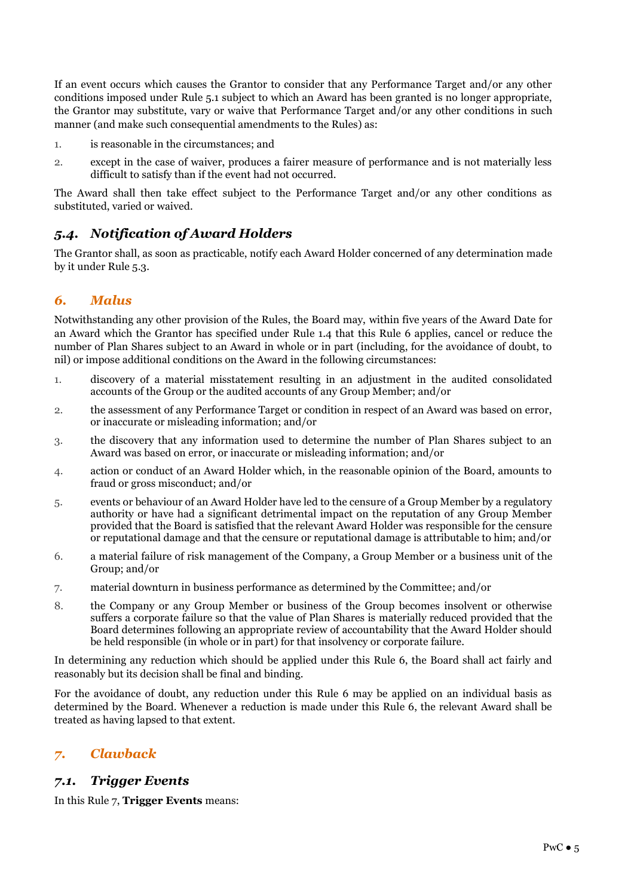If an event occurs which causes the Grantor to consider that any Performance Target and/or any other conditions imposed under Rule 5.1 subject to which an Award has been granted is no longer appropriate, the Grantor may substitute, vary or waive that Performance Target and/or any other conditions in such manner (and make such consequential amendments to the Rules) as:

1. is reasonable in the circumstances; and
2. except in the case of waiver, produces a fairer measure of performance and is not materially less difficult to satisfy than if the event had not occurred.

The Award shall then take effect subject to the Performance Target and/or any other conditions as substituted, varied or waived.

## *5.4. Notification of Award Holders*

The Grantor shall, as soon as practicable, notify each Award Holder concerned of any determination made by it under Rule 5.3.

## *6. Malus*

Notwithstanding any other provision of the Rules, the Board may, within five years of the Award Date for an Award which the Grantor has specified under Rule 1.4 that this Rule 6 applies, cancel or reduce the number of Plan Shares subject to an Award in whole or in part (including, for the avoidance of doubt, to nil) or impose additional conditions on the Award in the following circumstances:

1. discovery of a material misstatement resulting in an adjustment in the audited consolidated accounts of the Group or the audited accounts of any Group Member; and/or
2. the assessment of any Performance Target or condition in respect of an Award was based on error, or inaccurate or misleading information; and/or
3. the discovery that any information used to determine the number of Plan Shares subject to an Award was based on error, or inaccurate or misleading information; and/or
4. action or conduct of an Award Holder which, in the reasonable opinion of the Board, amounts to fraud or gross misconduct; and/or
5. events or behaviour of an Award Holder have led to the censure of a Group Member by a regulatory authority or have had a significant detrimental impact on the reputation of any Group Member provided that the Board is satisfied that the relevant Award Holder was responsible for the censure or reputational damage and that the censure or reputational damage is attributable to him; and/or
6. a material failure of risk management of the Company, a Group Member or a business unit of the Group; and/or
7. material downturn in business performance as determined by the Committee; and/or
8. the Company or any Group Member or business of the Group becomes insolvent or otherwise suffers a corporate failure so that the value of Plan Shares is materially reduced provided that the Board determines following an appropriate review of accountability that the Award Holder should be held responsible (in whole or in part) for that insolvency or corporate failure.

In determining any reduction which should be applied under this Rule 6, the Board shall act fairly and reasonably but its decision shall be final and binding.

For the avoidance of doubt, any reduction under this Rule 6 may be applied on an individual basis as determined by the Board. Whenever a reduction is made under this Rule 6, the relevant Award shall be treated as having lapsed to that extent.

## *7. Clawback*

## *7.1. Trigger Events*

In this Rule 7, **Trigger Events** means: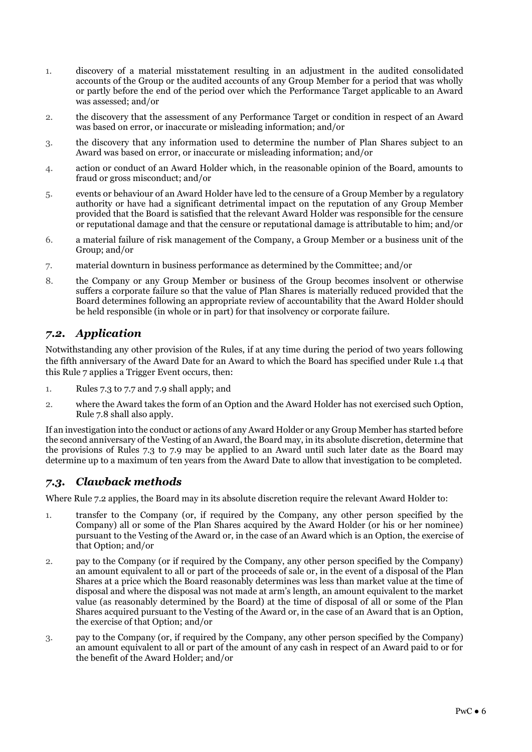1. discovery of a material misstatement resulting in an adjustment in the audited consolidated accounts of the Group or the audited accounts of any Group Member for a period that was wholly or partly before the end of the period over which the Performance Target applicable to an Award was assessed; and/or
2. the discovery that the assessment of any Performance Target or condition in respect of an Award was based on error, or inaccurate or misleading information; and/or
3. the discovery that any information used to determine the number of Plan Shares subject to an Award was based on error, or inaccurate or misleading information; and/or
4. action or conduct of an Award Holder which, in the reasonable opinion of the Board, amounts to fraud or gross misconduct; and/or
5. events or behaviour of an Award Holder have led to the censure of a Group Member by a regulatory authority or have had a significant detrimental impact on the reputation of any Group Member provided that the Board is satisfied that the relevant Award Holder was responsible for the censure or reputational damage and that the censure or reputational damage is attributable to him; and/or
6. a material failure of risk management of the Company, a Group Member or a business unit of the Group; and/or
7. material downturn in business performance as determined by the Committee; and/or
8. the Company or any Group Member or business of the Group becomes insolvent or otherwise suffers a corporate failure so that the value of Plan Shares is materially reduced provided that the Board determines following an appropriate review of accountability that the Award Holder should be held responsible (in whole or in part) for that insolvency or corporate failure.

## *7.2. Application*

Notwithstanding any other provision of the Rules, if at any time during the period of two years following the fifth anniversary of the Award Date for an Award to which the Board has specified under Rule 1.4 that this Rule 7 applies a Trigger Event occurs, then:

1. Rules 7.3 to 7.7 and 7.9 shall apply; and
2. where the Award takes the form of an Option and the Award Holder has not exercised such Option, Rule 7.8 shall also apply.

If an investigation into the conduct or actions of any Award Holder or any Group Member has started before the second anniversary of the Vesting of an Award, the Board may, in its absolute discretion, determine that the provisions of Rules 7.3 to 7.9 may be applied to an Award until such later date as the Board may determine up to a maximum of ten years from the Award Date to allow that investigation to be completed.

## *7.3. Clawback methods*

Where Rule 7.2 applies, the Board may in its absolute discretion require the relevant Award Holder to:

1. transfer to the Company (or, if required by the Company, any other person specified by the Company) all or some of the Plan Shares acquired by the Award Holder (or his or her nominee) pursuant to the Vesting of the Award or, in the case of an Award which is an Option, the exercise of that Option; and/or
2. pay to the Company (or if required by the Company, any other person specified by the Company) an amount equivalent to all or part of the proceeds of sale or, in the event of a disposal of the Plan Shares at a price which the Board reasonably determines was less than market value at the time of disposal and where the disposal was not made at arm's length, an amount equivalent to the market value (as reasonably determined by the Board) at the time of disposal of all or some of the Plan Shares acquired pursuant to the Vesting of the Award or, in the case of an Award that is an Option, the exercise of that Option; and/or
3. pay to the Company (or, if required by the Company, any other person specified by the Company) an amount equivalent to all or part of the amount of any cash in respect of an Award paid to or for the benefit of the Award Holder; and/or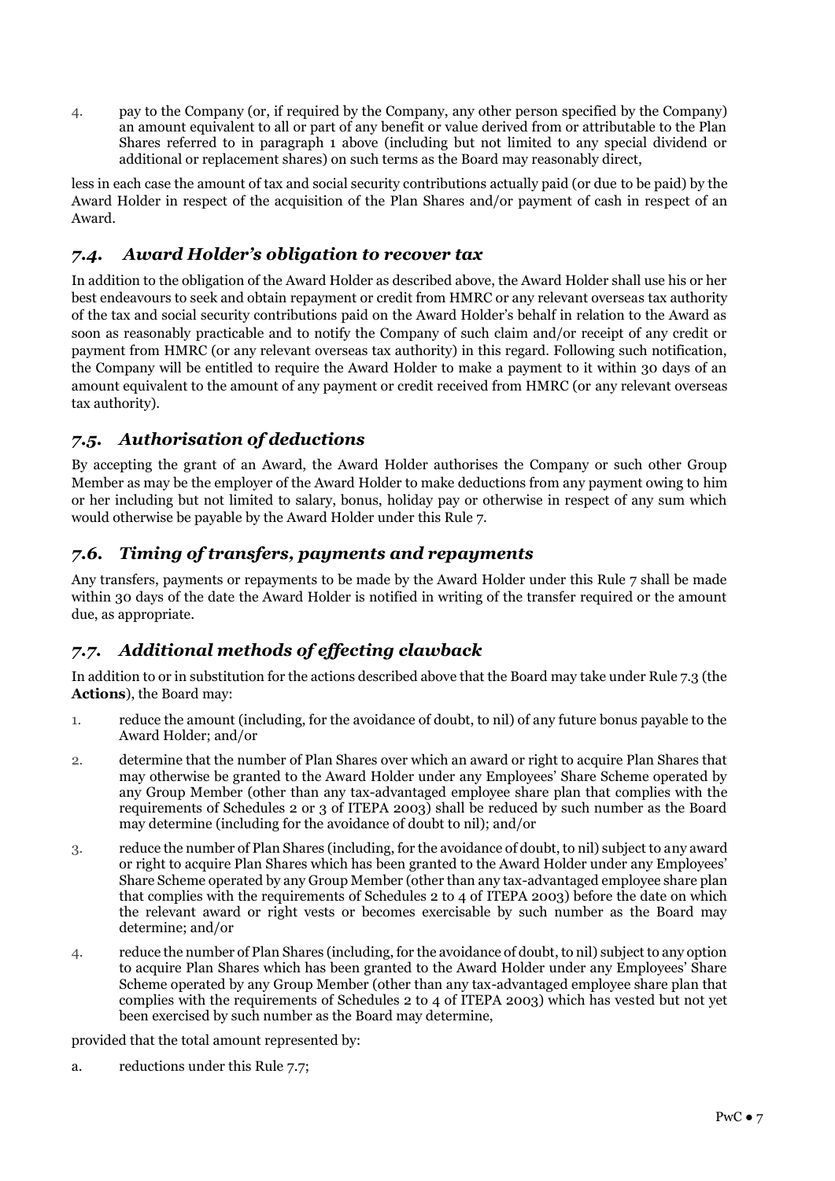4. pay to the Company (or, if required by the Company, any other person specified by the Company) an amount equivalent to all or part of any benefit or value derived from or attributable to the Plan Shares referred to in paragraph 1 above (including but not limited to any special dividend or additional or replacement shares) on such terms as the Board may reasonably direct,

less in each case the amount of tax and social security contributions actually paid (or due to be paid) by the Award Holder in respect of the acquisition of the Plan Shares and/or payment of cash in respect of an Award.

## *7.4. Award Holder's obligation to recover tax*

In addition to the obligation of the Award Holder as described above, the Award Holder shall use his or her best endeavours to seek and obtain repayment or credit from HMRC or any relevant overseas tax authority of the tax and social security contributions paid on the Award Holder's behalf in relation to the Award as soon as reasonably practicable and to notify the Company of such claim and/or receipt of any credit or payment from HMRC (or any relevant overseas tax authority) in this regard. Following such notification, the Company will be entitled to require the Award Holder to make a payment to it within 30 days of an amount equivalent to the amount of any payment or credit received from HMRC (or any relevant overseas tax authority).

## *7.5. Authorisation of deductions*

By accepting the grant of an Award, the Award Holder authorises the Company or such other Group Member as may be the employer of the Award Holder to make deductions from any payment owing to him or her including but not limited to salary, bonus, holiday pay or otherwise in respect of any sum which would otherwise be payable by the Award Holder under this Rule 7.

## *7.6. Timing of transfers, payments and repayments*

Any transfers, payments or repayments to be made by the Award Holder under this Rule 7 shall be made within 30 days of the date the Award Holder is notified in writing of the transfer required or the amount due, as appropriate.

## *7.7. Additional methods of effecting clawback*

In addition to or in substitution for the actions described above that the Board may take under Rule 7.3 (the **Actions**), the Board may:

1. reduce the amount (including, for the avoidance of doubt, to nil) of any future bonus payable to the Award Holder; and/or
2. determine that the number of Plan Shares over which an award or right to acquire Plan Shares that may otherwise be granted to the Award Holder under any Employees' Share Scheme operated by any Group Member (other than any tax-advantaged employee share plan that complies with the requirements of Schedules 2 or 3 of ITEPA 2003) shall be reduced by such number as the Board may determine (including for the avoidance of doubt to nil); and/or
3. reduce the number of Plan Shares (including, for the avoidance of doubt, to nil) subject to any award or right to acquire Plan Shares which has been granted to the Award Holder under any Employees' Share Scheme operated by any Group Member (other than any tax-advantaged employee share plan that complies with the requirements of Schedules 2 to 4 of ITEPA 2003) before the date on which the relevant award or right vests or becomes exercisable by such number as the Board may determine; and/or
4. reduce the number of Plan Shares (including, for the avoidance of doubt, to nil) subject to any option to acquire Plan Shares which has been granted to the Award Holder under any Employees' Share Scheme operated by any Group Member (other than any tax-advantaged employee share plan that complies with the requirements of Schedules 2 to 4 of ITEPA 2003) which has vested but not yet been exercised by such number as the Board may determine,

provided that the total amount represented by:

a. reductions under this Rule 7.7;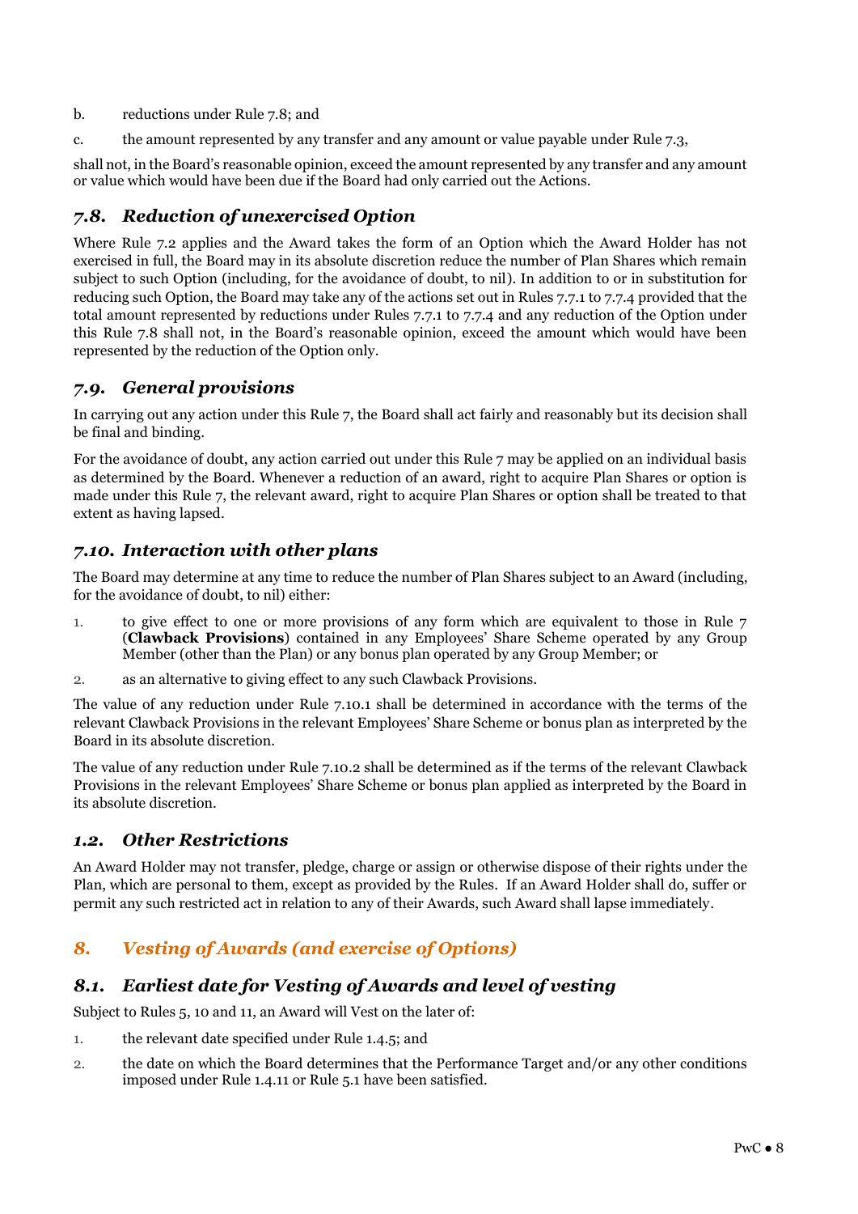b. reductions under Rule 7.8; and

c. the amount represented by any transfer and any amount or value payable under Rule 7.3,

shall not, in the Board's reasonable opinion, exceed the amount represented by any transfer and any amount or value which would have been due if the Board had only carried out the Actions.

## *7.8. Reduction of unexercised Option*

Where Rule 7.2 applies and the Award takes the form of an Option which the Award Holder has not exercised in full, the Board may in its absolute discretion reduce the number of Plan Shares which remain subject to such Option (including, for the avoidance of doubt, to nil). In addition to or in substitution for reducing such Option, the Board may take any of the actions set out in Rules 7.7.1 to 7.7.4 provided that the total amount represented by reductions under Rules 7.7.1 to 7.7.4 and any reduction of the Option under this Rule 7.8 shall not, in the Board's reasonable opinion, exceed the amount which would have been represented by the reduction of the Option only.

## *7.9. General provisions*

In carrying out any action under this Rule 7, the Board shall act fairly and reasonably but its decision shall be final and binding.

For the avoidance of doubt, any action carried out under this Rule 7 may be applied on an individual basis as determined by the Board. Whenever a reduction of an award, right to acquire Plan Shares or option is made under this Rule 7, the relevant award, right to acquire Plan Shares or option shall be treated to that extent as having lapsed.

## *7.10. Interaction with other plans*

The Board may determine at any time to reduce the number of Plan Shares subject to an Award (including, for the avoidance of doubt, to nil) either:

1. to give effect to one or more provisions of any form which are equivalent to those in Rule 7 (**Clawback Provisions**) contained in any Employees' Share Scheme operated by any Group Member (other than the Plan) or any bonus plan operated by any Group Member; or
2. as an alternative to giving effect to any such Clawback Provisions.

The value of any reduction under Rule 7.10.1 shall be determined in accordance with the terms of the relevant Clawback Provisions in the relevant Employees' Share Scheme or bonus plan as interpreted by the Board in its absolute discretion.

The value of any reduction under Rule 7.10.2 shall be determined as if the terms of the relevant Clawback Provisions in the relevant Employees' Share Scheme or bonus plan applied as interpreted by the Board in its absolute discretion.

## *1.2. Other Restrictions*

An Award Holder may not transfer, pledge, charge or assign or otherwise dispose of their rights under the Plan, which are personal to them, except as provided by the Rules. If an Award Holder shall do, suffer or permit any such restricted act in relation to any of their Awards, such Award shall lapse immediately.

# *8. Vesting of Awards (and exercise of Options)*

## *8.1. Earliest date for Vesting of Awards and level of vesting*

Subject to Rules 5, 10 and 11, an Award will Vest on the later of:

1. the relevant date specified under Rule 1.4.5; and
2. the date on which the Board determines that the Performance Target and/or any other conditions imposed under Rule 1.4.11 or Rule 5.1 have been satisfied.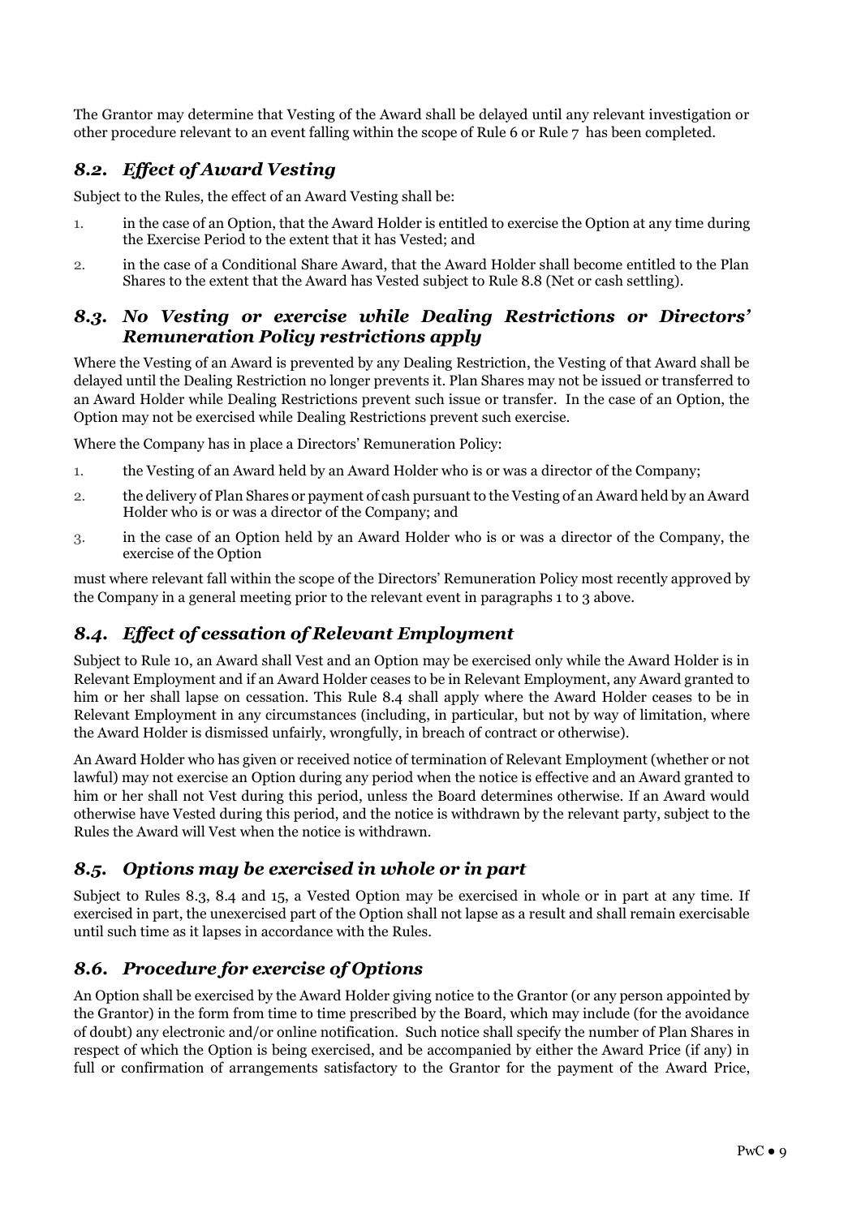The Grantor may determine that Vesting of the Award shall be delayed until any relevant investigation or other procedure relevant to an event falling within the scope of Rule 6 or Rule 7 has been completed.

## *8.2. Effect of Award Vesting*

Subject to the Rules, the effect of an Award Vesting shall be:

1. in the case of an Option, that the Award Holder is entitled to exercise the Option at any time during the Exercise Period to the extent that it has Vested; and
2. in the case of a Conditional Share Award, that the Award Holder shall become entitled to the Plan Shares to the extent that the Award has Vested subject to Rule 8.8 (Net or cash settling).

## *8.3. No Vesting or exercise while Dealing Restrictions or Directors' Remuneration Policy restrictions apply*

Where the Vesting of an Award is prevented by any Dealing Restriction, the Vesting of that Award shall be delayed until the Dealing Restriction no longer prevents it. Plan Shares may not be issued or transferred to an Award Holder while Dealing Restrictions prevent such issue or transfer. In the case of an Option, the Option may not be exercised while Dealing Restrictions prevent such exercise.

Where the Company has in place a Directors' Remuneration Policy:

1. the Vesting of an Award held by an Award Holder who is or was a director of the Company;
2. the delivery of Plan Shares or payment of cash pursuant to the Vesting of an Award held by an Award Holder who is or was a director of the Company; and
3. in the case of an Option held by an Award Holder who is or was a director of the Company, the exercise of the Option

must where relevant fall within the scope of the Directors' Remuneration Policy most recently approved by the Company in a general meeting prior to the relevant event in paragraphs 1 to 3 above.

## *8.4. Effect of cessation of Relevant Employment*

Subject to Rule 10, an Award shall Vest and an Option may be exercised only while the Award Holder is in Relevant Employment and if an Award Holder ceases to be in Relevant Employment, any Award granted to him or her shall lapse on cessation. This Rule 8.4 shall apply where the Award Holder ceases to be in Relevant Employment in any circumstances (including, in particular, but not by way of limitation, where the Award Holder is dismissed unfairly, wrongfully, in breach of contract or otherwise).

An Award Holder who has given or received notice of termination of Relevant Employment (whether or not lawful) may not exercise an Option during any period when the notice is effective and an Award granted to him or her shall not Vest during this period, unless the Board determines otherwise. If an Award would otherwise have Vested during this period, and the notice is withdrawn by the relevant party, subject to the Rules the Award will Vest when the notice is withdrawn.

## *8.5. Options may be exercised in whole or in part*

Subject to Rules 8.3, 8.4 and 15, a Vested Option may be exercised in whole or in part at any time. If exercised in part, the unexercised part of the Option shall not lapse as a result and shall remain exercisable until such time as it lapses in accordance with the Rules.

## *8.6. Procedure for exercise of Options*

An Option shall be exercised by the Award Holder giving notice to the Grantor (or any person appointed by the Grantor) in the form from time to time prescribed by the Board, which may include (for the avoidance of doubt) any electronic and/or online notification. Such notice shall specify the number of Plan Shares in respect of which the Option is being exercised, and be accompanied by either the Award Price (if any) in full or confirmation of arrangements satisfactory to the Grantor for the payment of the Award Price,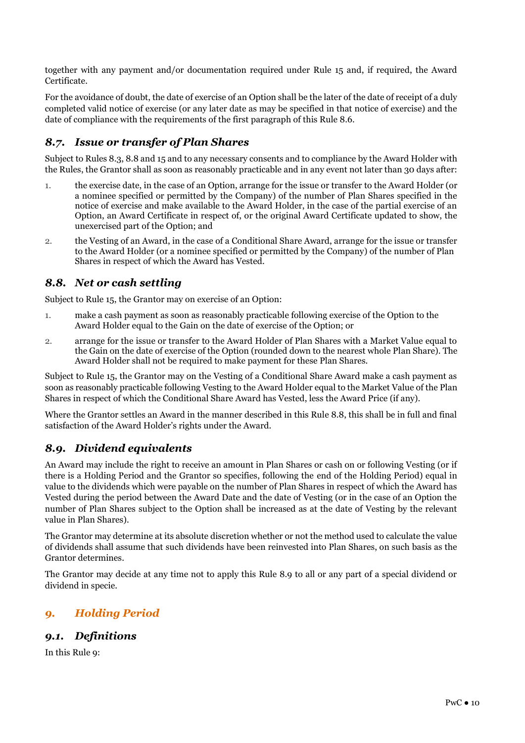together with any payment and/or documentation required under Rule 15 and, if required, the Award Certificate.

For the avoidance of doubt, the date of exercise of an Option shall be the later of the date of receipt of a duly completed valid notice of exercise (or any later date as may be specified in that notice of exercise) and the date of compliance with the requirements of the first paragraph of this Rule 8.6.

### *8.7. Issue or transfer of Plan Shares*

Subject to Rules 8.3, 8.8 and 15 and to any necessary consents and to compliance by the Award Holder with the Rules, the Grantor shall as soon as reasonably practicable and in any event not later than 30 days after:

1. the exercise date, in the case of an Option, arrange for the issue or transfer to the Award Holder (or a nominee specified or permitted by the Company) of the number of Plan Shares specified in the notice of exercise and make available to the Award Holder, in the case of the partial exercise of an Option, an Award Certificate in respect of, or the original Award Certificate updated to show, the unexercised part of the Option; and
2. the Vesting of an Award, in the case of a Conditional Share Award, arrange for the issue or transfer to the Award Holder (or a nominee specified or permitted by the Company) of the number of Plan Shares in respect of which the Award has Vested.

### *8.8. Net or cash settling*

Subject to Rule 15, the Grantor may on exercise of an Option:

1. make a cash payment as soon as reasonably practicable following exercise of the Option to the Award Holder equal to the Gain on the date of exercise of the Option; or
2. arrange for the issue or transfer to the Award Holder of Plan Shares with a Market Value equal to the Gain on the date of exercise of the Option (rounded down to the nearest whole Plan Share). The Award Holder shall not be required to make payment for these Plan Shares.

Subject to Rule 15, the Grantor may on the Vesting of a Conditional Share Award make a cash payment as soon as reasonably practicable following Vesting to the Award Holder equal to the Market Value of the Plan Shares in respect of which the Conditional Share Award has Vested, less the Award Price (if any).

Where the Grantor settles an Award in the manner described in this Rule 8.8, this shall be in full and final satisfaction of the Award Holder's rights under the Award.

### *8.9. Dividend equivalents*

An Award may include the right to receive an amount in Plan Shares or cash on or following Vesting (or if there is a Holding Period and the Grantor so specifies, following the end of the Holding Period) equal in value to the dividends which were payable on the number of Plan Shares in respect of which the Award has Vested during the period between the Award Date and the date of Vesting (or in the case of an Option the number of Plan Shares subject to the Option shall be increased as at the date of Vesting by the relevant value in Plan Shares).

The Grantor may determine at its absolute discretion whether or not the method used to calculate the value of dividends shall assume that such dividends have been reinvested into Plan Shares, on such basis as the Grantor determines.

The Grantor may decide at any time not to apply this Rule 8.9 to all or any part of a special dividend or dividend in specie.

## *9. Holding Period*

### *9.1. Definitions*

In this Rule 9: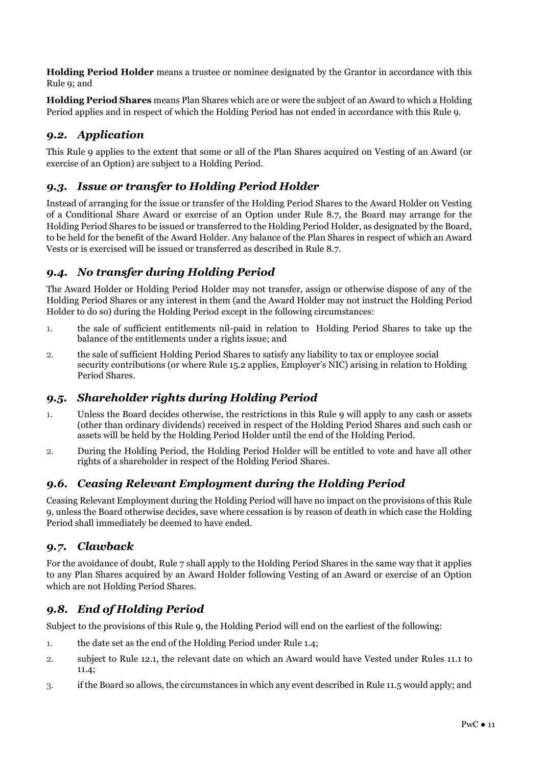**Holding Period Holder** means a trustee or nominee designated by the Grantor in accordance with this Rule 9; and

**Holding Period Shares** means Plan Shares which are or were the subject of an Award to which a Holding Period applies and in respect of which the Holding Period has not ended in accordance with this Rule 9.

### *9.2. Application*

This Rule 9 applies to the extent that some or all of the Plan Shares acquired on Vesting of an Award (or exercise of an Option) are subject to a Holding Period.

### *9.3. Issue or transfer to Holding Period Holder*

Instead of arranging for the issue or transfer of the Holding Period Shares to the Award Holder on Vesting of a Conditional Share Award or exercise of an Option under Rule 8.7, the Board may arrange for the Holding Period Shares to be issued or transferred to the Holding Period Holder, as designated by the Board, to be held for the benefit of the Award Holder. Any balance of the Plan Shares in respect of which an Award Vests or is exercised will be issued or transferred as described in Rule 8.7.

### *9.4. No transfer during Holding Period*

The Award Holder or Holding Period Holder may not transfer, assign or otherwise dispose of any of the Holding Period Shares or any interest in them (and the Award Holder may not instruct the Holding Period Holder to do so) during the Holding Period except in the following circumstances:

1. the sale of sufficient entitlements nil-paid in relation to Holding Period Shares to take up the balance of the entitlements under a rights issue; and
2. the sale of sufficient Holding Period Shares to satisfy any liability to tax or employee social security contributions (or where Rule 15.2 applies, Employer's NIC) arising in relation to Holding Period Shares.

### *9.5. Shareholder rights during Holding Period*

1. Unless the Board decides otherwise, the restrictions in this Rule 9 will apply to any cash or assets (other than ordinary dividends) received in respect of the Holding Period Shares and such cash or assets will be held by the Holding Period Holder until the end of the Holding Period.
2. During the Holding Period, the Holding Period Holder will be entitled to vote and have all other rights of a shareholder in respect of the Holding Period Shares.

### *9.6. Ceasing Relevant Employment during the Holding Period*

Ceasing Relevant Employment during the Holding Period will have no impact on the provisions of this Rule 9, unless the Board otherwise decides, save where cessation is by reason of death in which case the Holding Period shall immediately be deemed to have ended.

### *9.7. Clawback*

For the avoidance of doubt, Rule 7 shall apply to the Holding Period Shares in the same way that it applies to any Plan Shares acquired by an Award Holder following Vesting of an Award or exercise of an Option which are not Holding Period Shares.

### *9.8. End of Holding Period*

Subject to the provisions of this Rule 9, the Holding Period will end on the earliest of the following:

1. the date set as the end of the Holding Period under Rule 1.4;
2. subject to Rule 12.1, the relevant date on which an Award would have Vested under Rules 11.1 to 11.4;
3. if the Board so allows, the circumstances in which any event described in Rule 11.5 would apply; and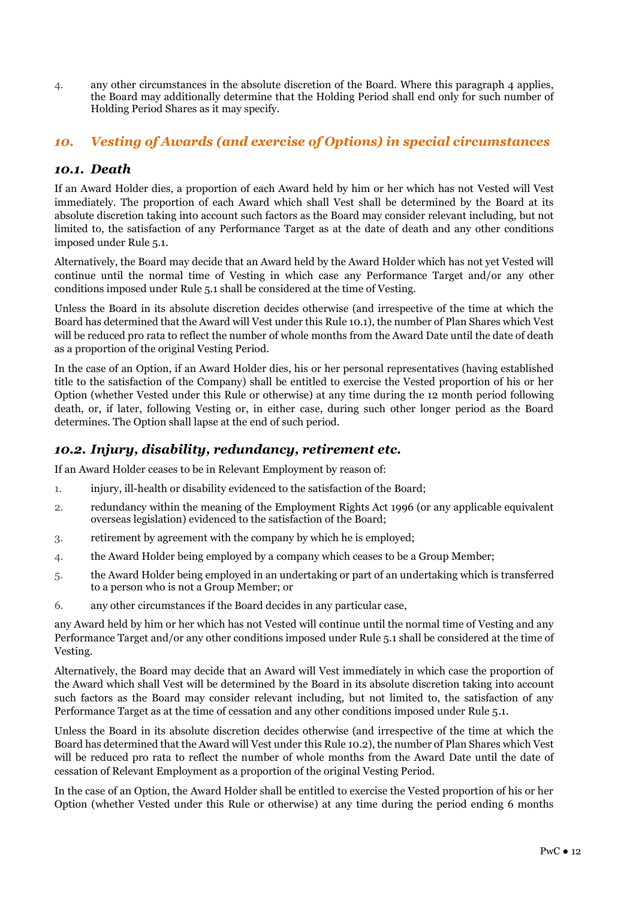4. any other circumstances in the absolute discretion of the Board. Where this paragraph 4 applies, the Board may additionally determine that the Holding Period shall end only for such number of Holding Period Shares as it may specify.

## *10. Vesting of Awards (and exercise of Options) in special circumstances*

### *10.1. Death*

If an Award Holder dies, a proportion of each Award held by him or her which has not Vested will Vest immediately. The proportion of each Award which shall Vest shall be determined by the Board at its absolute discretion taking into account such factors as the Board may consider relevant including, but not limited to, the satisfaction of any Performance Target as at the date of death and any other conditions imposed under Rule 5.1.

Alternatively, the Board may decide that an Award held by the Award Holder which has not yet Vested will continue until the normal time of Vesting in which case any Performance Target and/or any other conditions imposed under Rule 5.1 shall be considered at the time of Vesting.

Unless the Board in its absolute discretion decides otherwise (and irrespective of the time at which the Board has determined that the Award will Vest under this Rule 10.1), the number of Plan Shares which Vest will be reduced pro rata to reflect the number of whole months from the Award Date until the date of death as a proportion of the original Vesting Period.

In the case of an Option, if an Award Holder dies, his or her personal representatives (having established title to the satisfaction of the Company) shall be entitled to exercise the Vested proportion of his or her Option (whether Vested under this Rule or otherwise) at any time during the 12 month period following death, or, if later, following Vesting or, in either case, during such other longer period as the Board determines. The Option shall lapse at the end of such period.

### *10.2. Injury, disability, redundancy, retirement etc.*

If an Award Holder ceases to be in Relevant Employment by reason of:

1. injury, ill-health or disability evidenced to the satisfaction of the Board;
2. redundancy within the meaning of the Employment Rights Act 1996 (or any applicable equivalent overseas legislation) evidenced to the satisfaction of the Board;
3. retirement by agreement with the company by which he is employed;
4. the Award Holder being employed by a company which ceases to be a Group Member;
5. the Award Holder being employed in an undertaking or part of an undertaking which is transferred to a person who is not a Group Member; or
6. any other circumstances if the Board decides in any particular case,

any Award held by him or her which has not Vested will continue until the normal time of Vesting and any Performance Target and/or any other conditions imposed under Rule 5.1 shall be considered at the time of Vesting.

Alternatively, the Board may decide that an Award will Vest immediately in which case the proportion of the Award which shall Vest will be determined by the Board in its absolute discretion taking into account such factors as the Board may consider relevant including, but not limited to, the satisfaction of any Performance Target as at the time of cessation and any other conditions imposed under Rule 5.1.

Unless the Board in its absolute discretion decides otherwise (and irrespective of the time at which the Board has determined that the Award will Vest under this Rule 10.2), the number of Plan Shares which Vest will be reduced pro rata to reflect the number of whole months from the Award Date until the date of cessation of Relevant Employment as a proportion of the original Vesting Period.

In the case of an Option, the Award Holder shall be entitled to exercise the Vested proportion of his or her Option (whether Vested under this Rule or otherwise) at any time during the period ending 6 months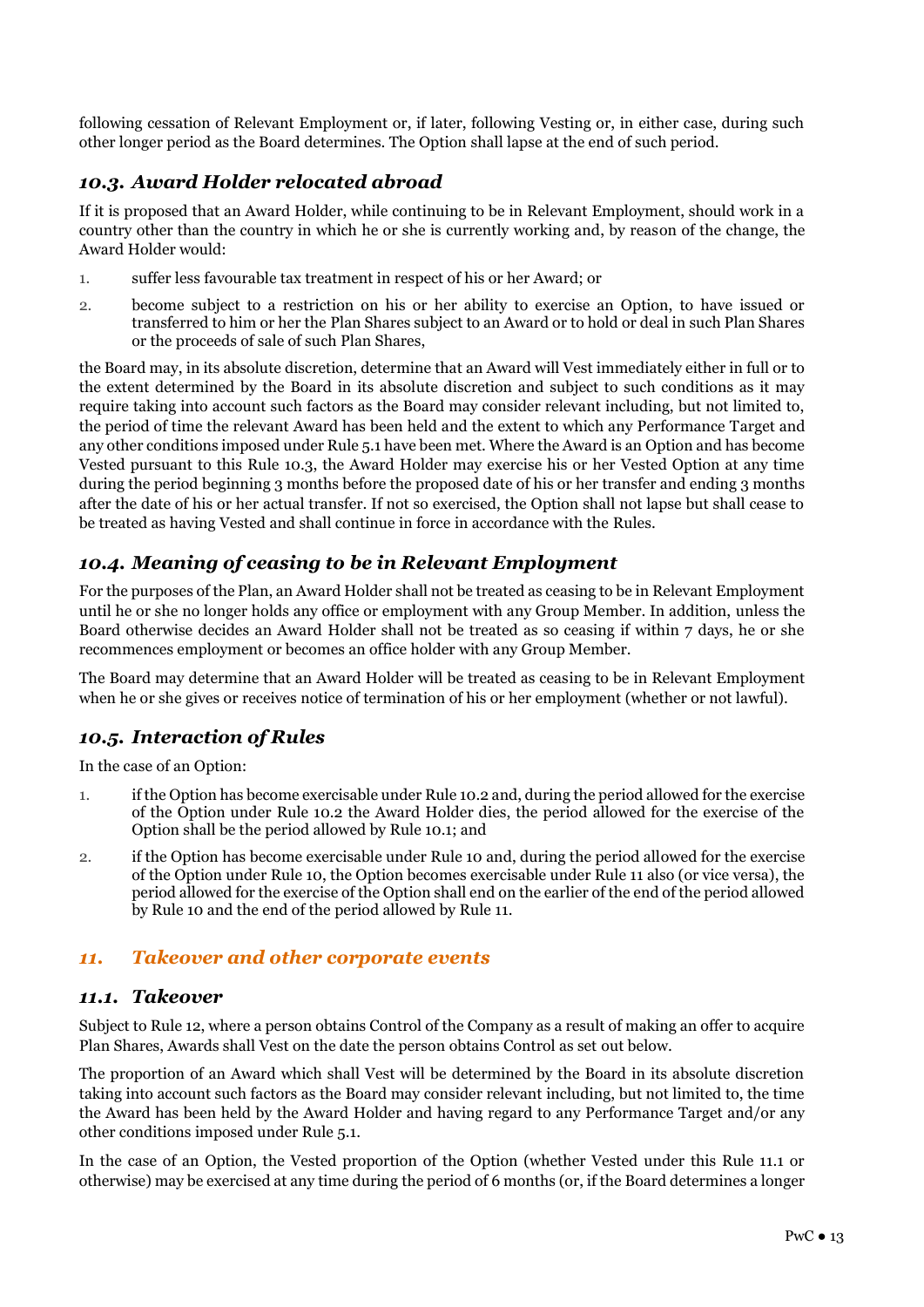following cessation of Relevant Employment or, if later, following Vesting or, in either case, during such other longer period as the Board determines. The Option shall lapse at the end of such period.

### *10.3. Award Holder relocated abroad*

If it is proposed that an Award Holder, while continuing to be in Relevant Employment, should work in a country other than the country in which he or she is currently working and, by reason of the change, the Award Holder would:

1. suffer less favourable tax treatment in respect of his or her Award; or
2. become subject to a restriction on his or her ability to exercise an Option, to have issued or transferred to him or her the Plan Shares subject to an Award or to hold or deal in such Plan Shares or the proceeds of sale of such Plan Shares,

the Board may, in its absolute discretion, determine that an Award will Vest immediately either in full or to the extent determined by the Board in its absolute discretion and subject to such conditions as it may require taking into account such factors as the Board may consider relevant including, but not limited to, the period of time the relevant Award has been held and the extent to which any Performance Target and any other conditions imposed under Rule 5.1 have been met. Where the Award is an Option and has become Vested pursuant to this Rule 10.3, the Award Holder may exercise his or her Vested Option at any time during the period beginning 3 months before the proposed date of his or her transfer and ending 3 months after the date of his or her actual transfer. If not so exercised, the Option shall not lapse but shall cease to be treated as having Vested and shall continue in force in accordance with the Rules.

### *10.4. Meaning of ceasing to be in Relevant Employment*

For the purposes of the Plan, an Award Holder shall not be treated as ceasing to be in Relevant Employment until he or she no longer holds any office or employment with any Group Member. In addition, unless the Board otherwise decides an Award Holder shall not be treated as so ceasing if within 7 days, he or she recommences employment or becomes an office holder with any Group Member.

The Board may determine that an Award Holder will be treated as ceasing to be in Relevant Employment when he or she gives or receives notice of termination of his or her employment (whether or not lawful).

### *10.5. Interaction of Rules*

In the case of an Option:

1. if the Option has become exercisable under Rule 10.2 and, during the period allowed for the exercise of the Option under Rule 10.2 the Award Holder dies, the period allowed for the exercise of the Option shall be the period allowed by Rule 10.1; and
2. if the Option has become exercisable under Rule 10 and, during the period allowed for the exercise of the Option under Rule 10, the Option becomes exercisable under Rule 11 also (or vice versa), the period allowed for the exercise of the Option shall end on the earlier of the end of the period allowed by Rule 10 and the end of the period allowed by Rule 11.

## *11. Takeover and other corporate events*

### *11.1. Takeover*

Subject to Rule 12, where a person obtains Control of the Company as a result of making an offer to acquire Plan Shares, Awards shall Vest on the date the person obtains Control as set out below.

The proportion of an Award which shall Vest will be determined by the Board in its absolute discretion taking into account such factors as the Board may consider relevant including, but not limited to, the time the Award has been held by the Award Holder and having regard to any Performance Target and/or any other conditions imposed under Rule 5.1.

In the case of an Option, the Vested proportion of the Option (whether Vested under this Rule 11.1 or otherwise) may be exercised at any time during the period of 6 months (or, if the Board determines a longer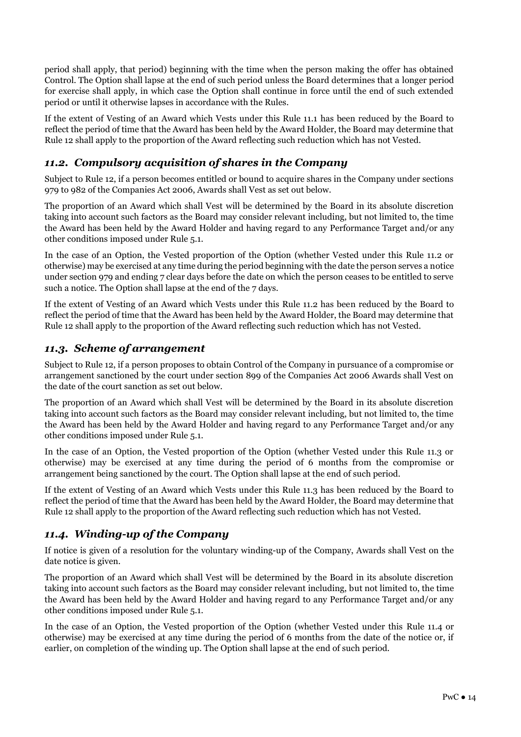period shall apply, that period) beginning with the time when the person making the offer has obtained Control. The Option shall lapse at the end of such period unless the Board determines that a longer period for exercise shall apply, in which case the Option shall continue in force until the end of such extended period or until it otherwise lapses in accordance with the Rules.

If the extent of Vesting of an Award which Vests under this Rule 11.1 has been reduced by the Board to reflect the period of time that the Award has been held by the Award Holder, the Board may determine that Rule 12 shall apply to the proportion of the Award reflecting such reduction which has not Vested.

## *11.2. Compulsory acquisition of shares in the Company*

Subject to Rule 12, if a person becomes entitled or bound to acquire shares in the Company under sections 979 to 982 of the Companies Act 2006, Awards shall Vest as set out below.

The proportion of an Award which shall Vest will be determined by the Board in its absolute discretion taking into account such factors as the Board may consider relevant including, but not limited to, the time the Award has been held by the Award Holder and having regard to any Performance Target and/or any other conditions imposed under Rule 5.1.

In the case of an Option, the Vested proportion of the Option (whether Vested under this Rule 11.2 or otherwise) may be exercised at any time during the period beginning with the date the person serves a notice under section 979 and ending 7 clear days before the date on which the person ceases to be entitled to serve such a notice. The Option shall lapse at the end of the 7 days.

If the extent of Vesting of an Award which Vests under this Rule 11.2 has been reduced by the Board to reflect the period of time that the Award has been held by the Award Holder, the Board may determine that Rule 12 shall apply to the proportion of the Award reflecting such reduction which has not Vested.

## *11.3. Scheme of arrangement*

Subject to Rule 12, if a person proposes to obtain Control of the Company in pursuance of a compromise or arrangement sanctioned by the court under section 899 of the Companies Act 2006 Awards shall Vest on the date of the court sanction as set out below.

The proportion of an Award which shall Vest will be determined by the Board in its absolute discretion taking into account such factors as the Board may consider relevant including, but not limited to, the time the Award has been held by the Award Holder and having regard to any Performance Target and/or any other conditions imposed under Rule 5.1.

In the case of an Option, the Vested proportion of the Option (whether Vested under this Rule 11.3 or otherwise) may be exercised at any time during the period of 6 months from the compromise or arrangement being sanctioned by the court. The Option shall lapse at the end of such period.

If the extent of Vesting of an Award which Vests under this Rule 11.3 has been reduced by the Board to reflect the period of time that the Award has been held by the Award Holder, the Board may determine that Rule 12 shall apply to the proportion of the Award reflecting such reduction which has not Vested.

## *11.4. Winding-up of the Company*

If notice is given of a resolution for the voluntary winding-up of the Company, Awards shall Vest on the date notice is given.

The proportion of an Award which shall Vest will be determined by the Board in its absolute discretion taking into account such factors as the Board may consider relevant including, but not limited to, the time the Award has been held by the Award Holder and having regard to any Performance Target and/or any other conditions imposed under Rule 5.1.

In the case of an Option, the Vested proportion of the Option (whether Vested under this Rule 11.4 or otherwise) may be exercised at any time during the period of 6 months from the date of the notice or, if earlier, on completion of the winding up. The Option shall lapse at the end of such period.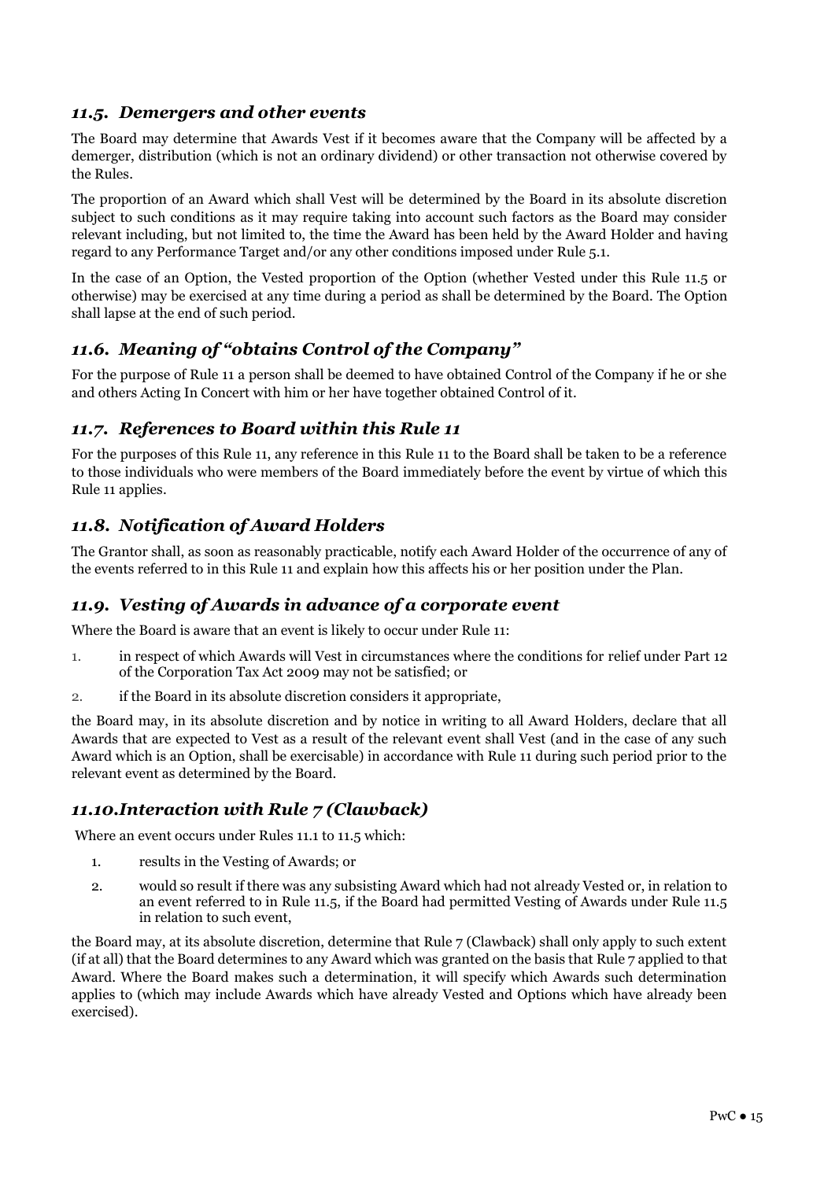### *11.5. Demergers and other events*

The Board may determine that Awards Vest if it becomes aware that the Company will be affected by a demerger, distribution (which is not an ordinary dividend) or other transaction not otherwise covered by the Rules.

The proportion of an Award which shall Vest will be determined by the Board in its absolute discretion subject to such conditions as it may require taking into account such factors as the Board may consider relevant including, but not limited to, the time the Award has been held by the Award Holder and having regard to any Performance Target and/or any other conditions imposed under Rule 5.1.

In the case of an Option, the Vested proportion of the Option (whether Vested under this Rule 11.5 or otherwise) may be exercised at any time during a period as shall be determined by the Board. The Option shall lapse at the end of such period.

### *11.6. Meaning of "obtains Control of the Company"*

For the purpose of Rule 11 a person shall be deemed to have obtained Control of the Company if he or she and others Acting In Concert with him or her have together obtained Control of it.

### *11.7. References to Board within this Rule 11*

For the purposes of this Rule 11, any reference in this Rule 11 to the Board shall be taken to be a reference to those individuals who were members of the Board immediately before the event by virtue of which this Rule 11 applies.

### *11.8. Notification of Award Holders*

The Grantor shall, as soon as reasonably practicable, notify each Award Holder of the occurrence of any of the events referred to in this Rule 11 and explain how this affects his or her position under the Plan.

### *11.9. Vesting of Awards in advance of a corporate event*

Where the Board is aware that an event is likely to occur under Rule 11:

1. in respect of which Awards will Vest in circumstances where the conditions for relief under Part 12 of the Corporation Tax Act 2009 may not be satisfied; or
2. if the Board in its absolute discretion considers it appropriate,

the Board may, in its absolute discretion and by notice in writing to all Award Holders, declare that all Awards that are expected to Vest as a result of the relevant event shall Vest (and in the case of any such Award which is an Option, shall be exercisable) in accordance with Rule 11 during such period prior to the relevant event as determined by the Board.

### *11.10. Interaction with Rule 7 (Clawback)*

Where an event occurs under Rules 11.1 to 11.5 which:

1. results in the Vesting of Awards; or
2. would so result if there was any subsisting Award which had not already Vested or, in relation to an event referred to in Rule 11.5, if the Board had permitted Vesting of Awards under Rule 11.5 in relation to such event,

the Board may, at its absolute discretion, determine that Rule 7 (Clawback) shall only apply to such extent (if at all) that the Board determines to any Award which was granted on the basis that Rule 7 applied to that Award. Where the Board makes such a determination, it will specify which Awards such determination applies to (which may include Awards which have already Vested and Options which have already been exercised).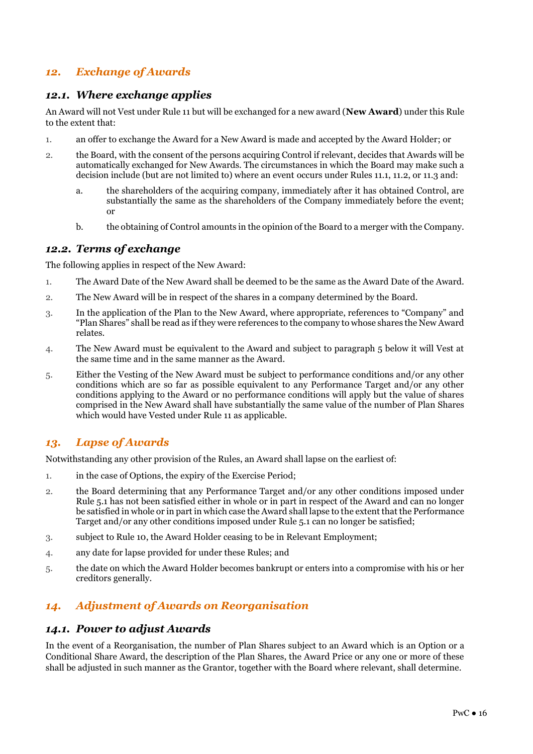## *12. Exchange of Awards*

### *12.1. Where exchange applies*

An Award will not Vest under Rule 11 but will be exchanged for a new award (**New Award**) under this Rule to the extent that:

1. an offer to exchange the Award for a New Award is made and accepted by the Award Holder; or
2. the Board, with the consent of the persons acquiring Control if relevant, decides that Awards will be automatically exchanged for New Awards. The circumstances in which the Board may make such a decision include (but are not limited to) where an event occurs under Rules 11.1, 11.2, or 11.3 and:
   a. the shareholders of the acquiring company, immediately after it has obtained Control, are substantially the same as the shareholders of the Company immediately before the event; or
   b. the obtaining of Control amounts in the opinion of the Board to a merger with the Company.

### *12.2. Terms of exchange*

The following applies in respect of the New Award:

1. The Award Date of the New Award shall be deemed to be the same as the Award Date of the Award.
2. The New Award will be in respect of the shares in a company determined by the Board.
3. In the application of the Plan to the New Award, where appropriate, references to "Company" and "Plan Shares" shall be read as if they were references to the company to whose shares the New Award relates.
4. The New Award must be equivalent to the Award and subject to paragraph 5 below it will Vest at the same time and in the same manner as the Award.
5. Either the Vesting of the New Award must be subject to performance conditions and/or any other conditions which are so far as possible equivalent to any Performance Target and/or any other conditions applying to the Award or no performance conditions will apply but the value of shares comprised in the New Award shall have substantially the same value of the number of Plan Shares which would have Vested under Rule 11 as applicable.

## *13. Lapse of Awards*

Notwithstanding any other provision of the Rules, an Award shall lapse on the earliest of:

1. in the case of Options, the expiry of the Exercise Period;
2. the Board determining that any Performance Target and/or any other conditions imposed under Rule 5.1 has not been satisfied either in whole or in part in respect of the Award and can no longer be satisfied in whole or in part in which case the Award shall lapse to the extent that the Performance Target and/or any other conditions imposed under Rule 5.1 can no longer be satisfied;
3. subject to Rule 10, the Award Holder ceasing to be in Relevant Employment;
4. any date for lapse provided for under these Rules; and
5. the date on which the Award Holder becomes bankrupt or enters into a compromise with his or her creditors generally.

## *14. Adjustment of Awards on Reorganisation*

### *14.1. Power to adjust Awards*

In the event of a Reorganisation, the number of Plan Shares subject to an Award which is an Option or a Conditional Share Award, the description of the Plan Shares, the Award Price or any one or more of these shall be adjusted in such manner as the Grantor, together with the Board where relevant, shall determine.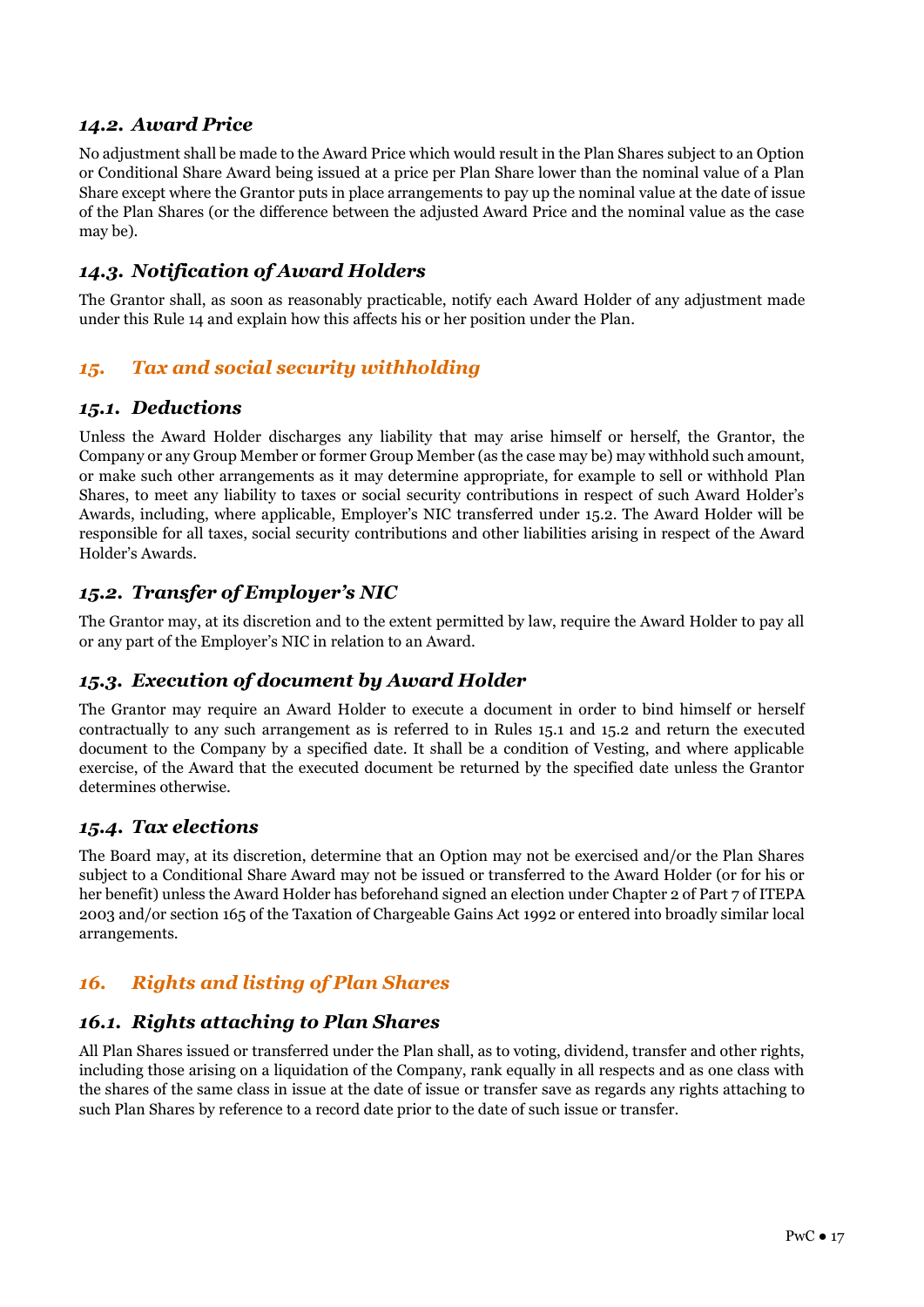### *14.2. Award Price*

No adjustment shall be made to the Award Price which would result in the Plan Shares subject to an Option or Conditional Share Award being issued at a price per Plan Share lower than the nominal value of a Plan Share except where the Grantor puts in place arrangements to pay up the nominal value at the date of issue of the Plan Shares (or the difference between the adjusted Award Price and the nominal value as the case may be).

### *14.3. Notification of Award Holders*

The Grantor shall, as soon as reasonably practicable, notify each Award Holder of any adjustment made under this Rule 14 and explain how this affects his or her position under the Plan.

## *15. Tax and social security withholding*

### *15.1. Deductions*

Unless the Award Holder discharges any liability that may arise himself or herself, the Grantor, the Company or any Group Member or former Group Member (as the case may be) may withhold such amount, or make such other arrangements as it may determine appropriate, for example to sell or withhold Plan Shares, to meet any liability to taxes or social security contributions in respect of such Award Holder's Awards, including, where applicable, Employer's NIC transferred under 15.2. The Award Holder will be responsible for all taxes, social security contributions and other liabilities arising in respect of the Award Holder's Awards.

### *15.2. Transfer of Employer's NIC*

The Grantor may, at its discretion and to the extent permitted by law, require the Award Holder to pay all or any part of the Employer's NIC in relation to an Award.

### *15.3. Execution of document by Award Holder*

The Grantor may require an Award Holder to execute a document in order to bind himself or herself contractually to any such arrangement as is referred to in Rules 15.1 and 15.2 and return the executed document to the Company by a specified date. It shall be a condition of Vesting, and where applicable exercise, of the Award that the executed document be returned by the specified date unless the Grantor determines otherwise.

### *15.4. Tax elections*

The Board may, at its discretion, determine that an Option may not be exercised and/or the Plan Shares subject to a Conditional Share Award may not be issued or transferred to the Award Holder (or for his or her benefit) unless the Award Holder has beforehand signed an election under Chapter 2 of Part 7 of ITEPA 2003 and/or section 165 of the Taxation of Chargeable Gains Act 1992 or entered into broadly similar local arrangements.

## *16. Rights and listing of Plan Shares*

### *16.1. Rights attaching to Plan Shares*

All Plan Shares issued or transferred under the Plan shall, as to voting, dividend, transfer and other rights, including those arising on a liquidation of the Company, rank equally in all respects and as one class with the shares of the same class in issue at the date of issue or transfer save as regards any rights attaching to such Plan Shares by reference to a record date prior to the date of such issue or transfer.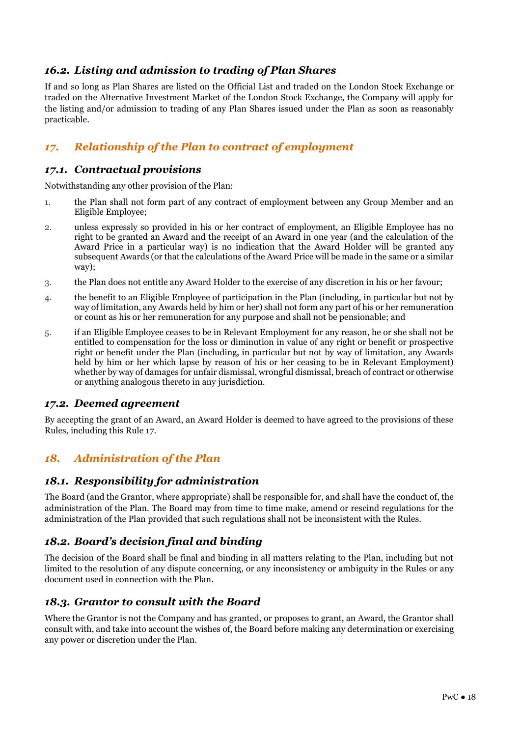### *16.2. Listing and admission to trading of Plan Shares*

If and so long as Plan Shares are listed on the Official List and traded on the London Stock Exchange or traded on the Alternative Investment Market of the London Stock Exchange, the Company will apply for the listing and/or admission to trading of any Plan Shares issued under the Plan as soon as reasonably practicable.

## *17. Relationship of the Plan to contract of employment*

### *17.1. Contractual provisions*

Notwithstanding any other provision of the Plan:

1. the Plan shall not form part of any contract of employment between any Group Member and an Eligible Employee;
2. unless expressly so provided in his or her contract of employment, an Eligible Employee has no right to be granted an Award and the receipt of an Award in one year (and the calculation of the Award Price in a particular way) is no indication that the Award Holder will be granted any subsequent Awards (or that the calculations of the Award Price will be made in the same or a similar way);
3. the Plan does not entitle any Award Holder to the exercise of any discretion in his or her favour;
4. the benefit to an Eligible Employee of participation in the Plan (including, in particular but not by way of limitation, any Awards held by him or her) shall not form any part of his or her remuneration or count as his or her remuneration for any purpose and shall not be pensionable; and
5. if an Eligible Employee ceases to be in Relevant Employment for any reason, he or she shall not be entitled to compensation for the loss or diminution in value of any right or benefit or prospective right or benefit under the Plan (including, in particular but not by way of limitation, any Awards held by him or her which lapse by reason of his or her ceasing to be in Relevant Employment) whether by way of damages for unfair dismissal, wrongful dismissal, breach of contract or otherwise or anything analogous thereto in any jurisdiction.

### *17.2. Deemed agreement*

By accepting the grant of an Award, an Award Holder is deemed to have agreed to the provisions of these Rules, including this Rule 17.

## *18. Administration of the Plan*

### *18.1. Responsibility for administration*

The Board (and the Grantor, where appropriate) shall be responsible for, and shall have the conduct of, the administration of the Plan. The Board may from time to time make, amend or rescind regulations for the administration of the Plan provided that such regulations shall not be inconsistent with the Rules.

### *18.2. Board's decision final and binding*

The decision of the Board shall be final and binding in all matters relating to the Plan, including but not limited to the resolution of any dispute concerning, or any inconsistency or ambiguity in the Rules or any document used in connection with the Plan.

### *18.3. Grantor to consult with the Board*

Where the Grantor is not the Company and has granted, or proposes to grant, an Award, the Grantor shall consult with, and take into account the wishes of, the Board before making any determination or exercising any power or discretion under the Plan.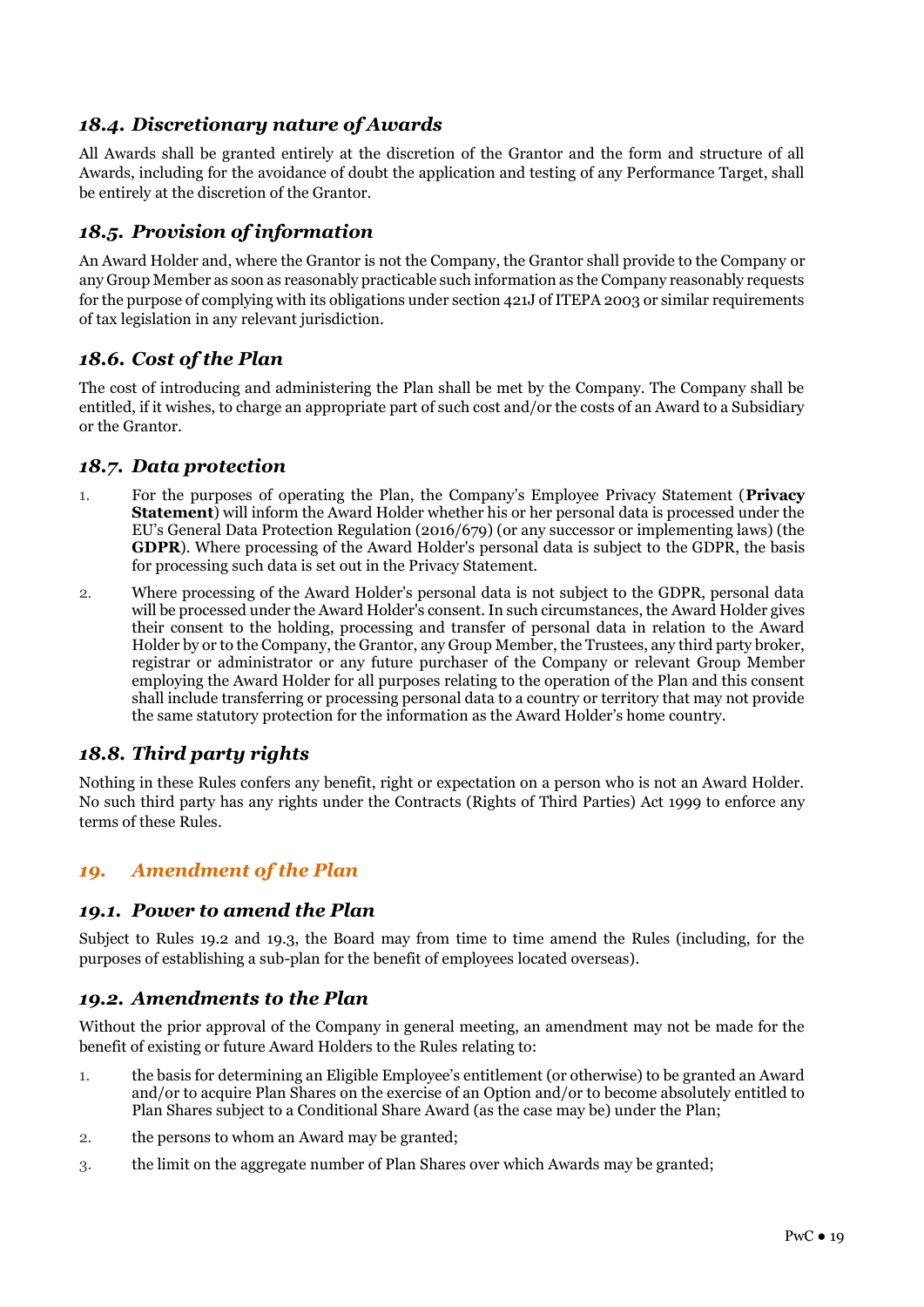### *18.4. Discretionary nature of Awards*

All Awards shall be granted entirely at the discretion of the Grantor and the form and structure of all Awards, including for the avoidance of doubt the application and testing of any Performance Target, shall be entirely at the discretion of the Grantor.

### *18.5. Provision of information*

An Award Holder and, where the Grantor is not the Company, the Grantor shall provide to the Company or any Group Member as soon as reasonably practicable such information as the Company reasonably requests for the purpose of complying with its obligations under section 421J of ITEPA 2003 or similar requirements of tax legislation in any relevant jurisdiction.

### *18.6. Cost of the Plan*

The cost of introducing and administering the Plan shall be met by the Company. The Company shall be entitled, if it wishes, to charge an appropriate part of such cost and/or the costs of an Award to a Subsidiary or the Grantor.

### *18.7. Data protection*

1. For the purposes of operating the Plan, the Company's Employee Privacy Statement (**Privacy Statement**) will inform the Award Holder whether his or her personal data is processed under the EU's General Data Protection Regulation (2016/679) (or any successor or implementing laws) (the **GDPR**). Where processing of the Award Holder's personal data is subject to the GDPR, the basis for processing such data is set out in the Privacy Statement.
2. Where processing of the Award Holder's personal data is not subject to the GDPR, personal data will be processed under the Award Holder's consent. In such circumstances, the Award Holder gives their consent to the holding, processing and transfer of personal data in relation to the Award Holder by or to the Company, the Grantor, any Group Member, the Trustees, any third party broker, registrar or administrator or any future purchaser of the Company or relevant Group Member employing the Award Holder for all purposes relating to the operation of the Plan and this consent shall include transferring or processing personal data to a country or territory that may not provide the same statutory protection for the information as the Award Holder's home country.

### *18.8. Third party rights*

Nothing in these Rules confers any benefit, right or expectation on a person who is not an Award Holder. No such third party has any rights under the Contracts (Rights of Third Parties) Act 1999 to enforce any terms of these Rules.

## *19. Amendment of the Plan*

### *19.1. Power to amend the Plan*

Subject to Rules 19.2 and 19.3, the Board may from time to time amend the Rules (including, for the purposes of establishing a sub-plan for the benefit of employees located overseas).

### *19.2. Amendments to the Plan*

Without the prior approval of the Company in general meeting, an amendment may not be made for the benefit of existing or future Award Holders to the Rules relating to:

1. the basis for determining an Eligible Employee's entitlement (or otherwise) to be granted an Award and/or to acquire Plan Shares on the exercise of an Option and/or to become absolutely entitled to Plan Shares subject to a Conditional Share Award (as the case may be) under the Plan;
2. the persons to whom an Award may be granted;
3. the limit on the aggregate number of Plan Shares over which Awards may be granted;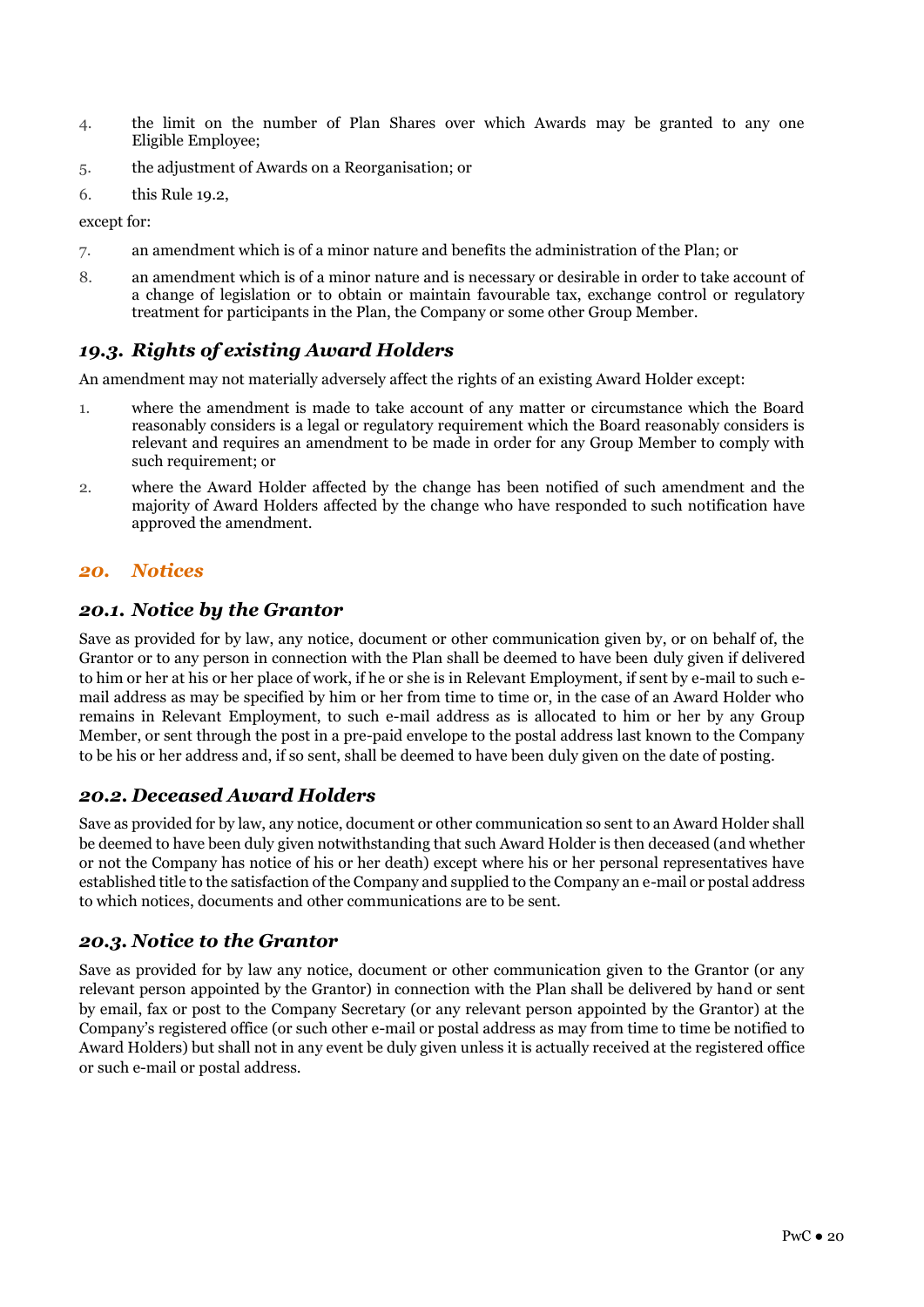4. the limit on the number of Plan Shares over which Awards may be granted to any one Eligible Employee;
5. the adjustment of Awards on a Reorganisation; or
6. this Rule 19.2,

except for:

7. an amendment which is of a minor nature and benefits the administration of the Plan; or
8. an amendment which is of a minor nature and is necessary or desirable in order to take account of a change of legislation or to obtain or maintain favourable tax, exchange control or regulatory treatment for participants in the Plan, the Company or some other Group Member.

### *19.3. Rights of existing Award Holders*

An amendment may not materially adversely affect the rights of an existing Award Holder except:

1. where the amendment is made to take account of any matter or circumstance which the Board reasonably considers is a legal or regulatory requirement which the Board reasonably considers is relevant and requires an amendment to be made in order for any Group Member to comply with such requirement; or
2. where the Award Holder affected by the change has been notified of such amendment and the majority of Award Holders affected by the change who have responded to such notification have approved the amendment.

## *20. Notices*

### *20.1. Notice by the Grantor*

Save as provided for by law, any notice, document or other communication given by, or on behalf of, the Grantor or to any person in connection with the Plan shall be deemed to have been duly given if delivered to him or her at his or her place of work, if he or she is in Relevant Employment, if sent by e-mail to such e-mail address as may be specified by him or her from time to time or, in the case of an Award Holder who remains in Relevant Employment, to such e-mail address as is allocated to him or her by any Group Member, or sent through the post in a pre-paid envelope to the postal address last known to the Company to be his or her address and, if so sent, shall be deemed to have been duly given on the date of posting.

### *20.2. Deceased Award Holders*

Save as provided for by law, any notice, document or other communication so sent to an Award Holder shall be deemed to have been duly given notwithstanding that such Award Holder is then deceased (and whether or not the Company has notice of his or her death) except where his or her personal representatives have established title to the satisfaction of the Company and supplied to the Company an e-mail or postal address to which notices, documents and other communications are to be sent.

### *20.3. Notice to the Grantor*

Save as provided for by law any notice, document or other communication given to the Grantor (or any relevant person appointed by the Grantor) in connection with the Plan shall be delivered by hand or sent by email, fax or post to the Company Secretary (or any relevant person appointed by the Grantor) at the Company's registered office (or such other e-mail or postal address as may from time to time be notified to Award Holders) but shall not in any event be duly given unless it is actually received at the registered office or such e-mail or postal address.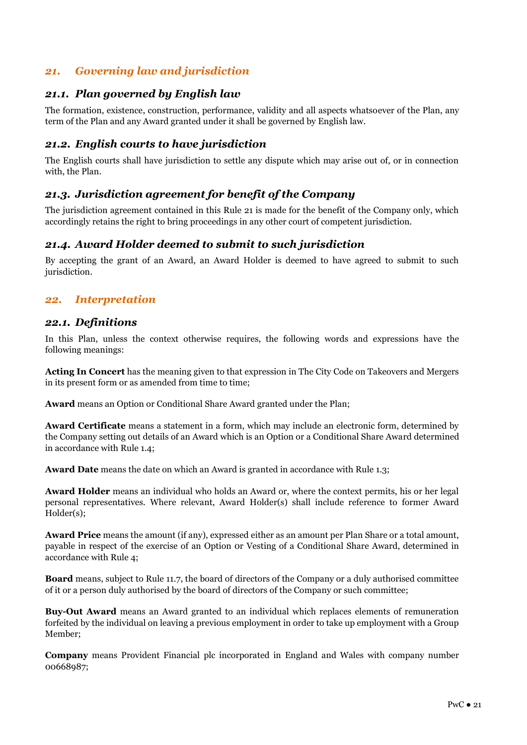## *21. Governing law and jurisdiction*

### *21.1. Plan governed by English law*

The formation, existence, construction, performance, validity and all aspects whatsoever of the Plan, any term of the Plan and any Award granted under it shall be governed by English law.

### *21.2. English courts to have jurisdiction*

The English courts shall have jurisdiction to settle any dispute which may arise out of, or in connection with, the Plan.

### *21.3. Jurisdiction agreement for benefit of the Company*

The jurisdiction agreement contained in this Rule 21 is made for the benefit of the Company only, which accordingly retains the right to bring proceedings in any other court of competent jurisdiction.

### *21.4. Award Holder deemed to submit to such jurisdiction*

By accepting the grant of an Award, an Award Holder is deemed to have agreed to submit to such jurisdiction.

## *22. Interpretation*

### *22.1. Definitions*

In this Plan, unless the context otherwise requires, the following words and expressions have the following meanings:

**Acting In Concert** has the meaning given to that expression in The City Code on Takeovers and Mergers in its present form or as amended from time to time;

**Award** means an Option or Conditional Share Award granted under the Plan;

**Award Certificate** means a statement in a form, which may include an electronic form, determined by the Company setting out details of an Award which is an Option or a Conditional Share Award determined in accordance with Rule 1.4;

**Award Date** means the date on which an Award is granted in accordance with Rule 1.3;

**Award Holder** means an individual who holds an Award or, where the context permits, his or her legal personal representatives. Where relevant, Award Holder(s) shall include reference to former Award Holder(s);

**Award Price** means the amount (if any), expressed either as an amount per Plan Share or a total amount, payable in respect of the exercise of an Option or Vesting of a Conditional Share Award, determined in accordance with Rule 4;

**Board** means, subject to Rule 11.7, the board of directors of the Company or a duly authorised committee of it or a person duly authorised by the board of directors of the Company or such committee;

**Buy-Out Award** means an Award granted to an individual which replaces elements of remuneration forfeited by the individual on leaving a previous employment in order to take up employment with a Group Member;

**Company** means Provident Financial plc incorporated in England and Wales with company number 00668987;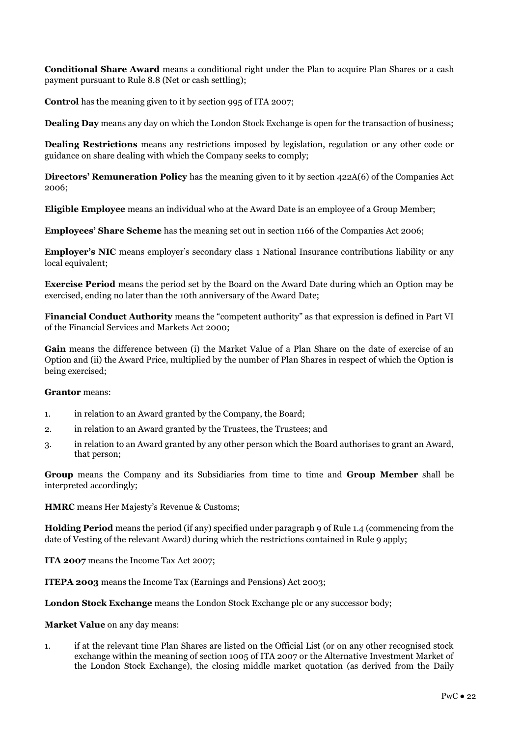**Conditional Share Award** means a conditional right under the Plan to acquire Plan Shares or a cash payment pursuant to Rule 8.8 (Net or cash settling);

**Control** has the meaning given to it by section 995 of ITA 2007;

**Dealing Day** means any day on which the London Stock Exchange is open for the transaction of business;

**Dealing Restrictions** means any restrictions imposed by legislation, regulation or any other code or guidance on share dealing with which the Company seeks to comply;

**Directors' Remuneration Policy** has the meaning given to it by section 422A(6) of the Companies Act 2006;

**Eligible Employee** means an individual who at the Award Date is an employee of a Group Member;

**Employees' Share Scheme** has the meaning set out in section 1166 of the Companies Act 2006;

**Employer's NIC** means employer's secondary class 1 National Insurance contributions liability or any local equivalent;

**Exercise Period** means the period set by the Board on the Award Date during which an Option may be exercised, ending no later than the 10th anniversary of the Award Date;

**Financial Conduct Authority** means the "competent authority" as that expression is defined in Part VI of the Financial Services and Markets Act 2000;

**Gain** means the difference between (i) the Market Value of a Plan Share on the date of exercise of an Option and (ii) the Award Price, multiplied by the number of Plan Shares in respect of which the Option is being exercised;

**Grantor** means:

1. in relation to an Award granted by the Company, the Board;
2. in relation to an Award granted by the Trustees, the Trustees; and
3. in relation to an Award granted by any other person which the Board authorises to grant an Award, that person;

**Group** means the Company and its Subsidiaries from time to time and **Group Member** shall be interpreted accordingly;

**HMRC** means Her Majesty's Revenue & Customs;

**Holding Period** means the period (if any) specified under paragraph 9 of Rule 1.4 (commencing from the date of Vesting of the relevant Award) during which the restrictions contained in Rule 9 apply;

**ITA 2007** means the Income Tax Act 2007;

**ITEPA 2003** means the Income Tax (Earnings and Pensions) Act 2003;

**London Stock Exchange** means the London Stock Exchange plc or any successor body;

**Market Value** on any day means:

1. if at the relevant time Plan Shares are listed on the Official List (or on any other recognised stock exchange within the meaning of section 1005 of ITA 2007 or the Alternative Investment Market of the London Stock Exchange), the closing middle market quotation (as derived from the Daily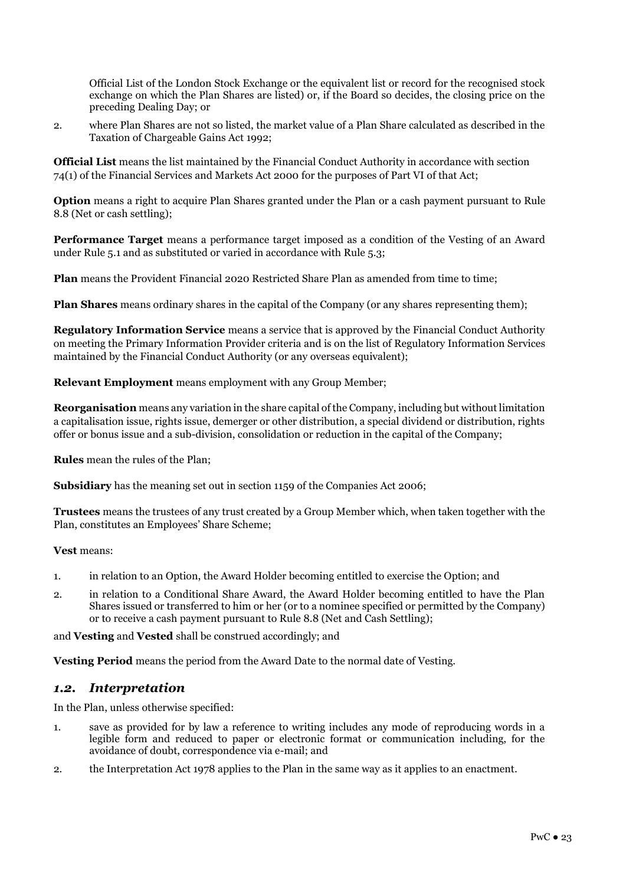Official List of the London Stock Exchange or the equivalent list or record for the recognised stock exchange on which the Plan Shares are listed) or, if the Board so decides, the closing price on the preceding Dealing Day; or

2. where Plan Shares are not so listed, the market value of a Plan Share calculated as described in the Taxation of Chargeable Gains Act 1992;

**Official List** means the list maintained by the Financial Conduct Authority in accordance with section 74(1) of the Financial Services and Markets Act 2000 for the purposes of Part VI of that Act;

**Option** means a right to acquire Plan Shares granted under the Plan or a cash payment pursuant to Rule 8.8 (Net or cash settling);

**Performance Target** means a performance target imposed as a condition of the Vesting of an Award under Rule 5.1 and as substituted or varied in accordance with Rule 5.3;

**Plan** means the Provident Financial 2020 Restricted Share Plan as amended from time to time;

**Plan Shares** means ordinary shares in the capital of the Company (or any shares representing them);

**Regulatory Information Service** means a service that is approved by the Financial Conduct Authority on meeting the Primary Information Provider criteria and is on the list of Regulatory Information Services maintained by the Financial Conduct Authority (or any overseas equivalent);

**Relevant Employment** means employment with any Group Member;

**Reorganisation** means any variation in the share capital of the Company, including but without limitation a capitalisation issue, rights issue, demerger or other distribution, a special dividend or distribution, rights offer or bonus issue and a sub-division, consolidation or reduction in the capital of the Company;

**Rules** mean the rules of the Plan;

**Subsidiary** has the meaning set out in section 1159 of the Companies Act 2006;

**Trustees** means the trustees of any trust created by a Group Member which, when taken together with the Plan, constitutes an Employees' Share Scheme;

**Vest** means:

1. in relation to an Option, the Award Holder becoming entitled to exercise the Option; and
2. in relation to a Conditional Share Award, the Award Holder becoming entitled to have the Plan Shares issued or transferred to him or her (or to a nominee specified or permitted by the Company) or to receive a cash payment pursuant to Rule 8.8 (Net and Cash Settling);

and **Vesting** and **Vested** shall be construed accordingly; and

**Vesting Period** means the period from the Award Date to the normal date of Vesting.

## *1.2. Interpretation*

In the Plan, unless otherwise specified:

1. save as provided for by law a reference to writing includes any mode of reproducing words in a legible form and reduced to paper or electronic format or communication including, for the avoidance of doubt, correspondence via e-mail; and
2. the Interpretation Act 1978 applies to the Plan in the same way as it applies to an enactment.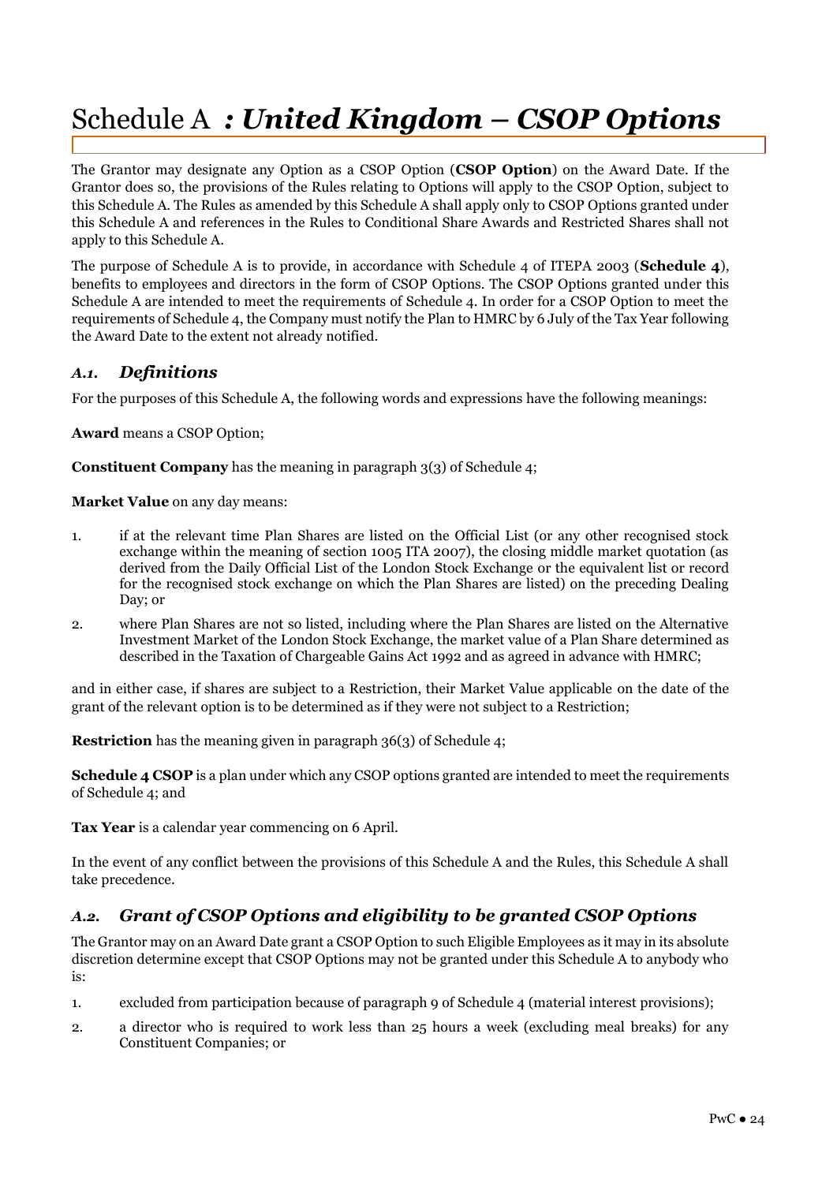# Schedule A *: United Kingdom – CSOP Options*

The Grantor may designate any Option as a CSOP Option (**CSOP Option**) on the Award Date. If the Grantor does so, the provisions of the Rules relating to Options will apply to the CSOP Option, subject to this Schedule A. The Rules as amended by this Schedule A shall apply only to CSOP Options granted under this Schedule A and references in the Rules to Conditional Share Awards and Restricted Shares shall not apply to this Schedule A.

The purpose of Schedule A is to provide, in accordance with Schedule 4 of ITEPA 2003 (**Schedule 4**), benefits to employees and directors in the form of CSOP Options. The CSOP Options granted under this Schedule A are intended to meet the requirements of Schedule 4. In order for a CSOP Option to meet the requirements of Schedule 4, the Company must notify the Plan to HMRC by 6 July of the Tax Year following the Award Date to the extent not already notified.

## *A.1. Definitions*

For the purposes of this Schedule A, the following words and expressions have the following meanings:

**Award** means a CSOP Option;

**Constituent Company** has the meaning in paragraph 3(3) of Schedule 4;

**Market Value** on any day means:

1. if at the relevant time Plan Shares are listed on the Official List (or any other recognised stock exchange within the meaning of section 1005 ITA 2007), the closing middle market quotation (as derived from the Daily Official List of the London Stock Exchange or the equivalent list or record for the recognised stock exchange on which the Plan Shares are listed) on the preceding Dealing Day; or
2. where Plan Shares are not so listed, including where the Plan Shares are listed on the Alternative Investment Market of the London Stock Exchange, the market value of a Plan Share determined as described in the Taxation of Chargeable Gains Act 1992 and as agreed in advance with HMRC;

and in either case, if shares are subject to a Restriction, their Market Value applicable on the date of the grant of the relevant option is to be determined as if they were not subject to a Restriction;

**Restriction** has the meaning given in paragraph 36(3) of Schedule 4;

**Schedule 4 CSOP** is a plan under which any CSOP options granted are intended to meet the requirements of Schedule 4; and

**Tax Year** is a calendar year commencing on 6 April.

In the event of any conflict between the provisions of this Schedule A and the Rules, this Schedule A shall take precedence.

## *A.2. Grant of CSOP Options and eligibility to be granted CSOP Options*

The Grantor may on an Award Date grant a CSOP Option to such Eligible Employees as it may in its absolute discretion determine except that CSOP Options may not be granted under this Schedule A to anybody who is:

1. excluded from participation because of paragraph 9 of Schedule 4 (material interest provisions);
2. a director who is required to work less than 25 hours a week (excluding meal breaks) for any Constituent Companies; or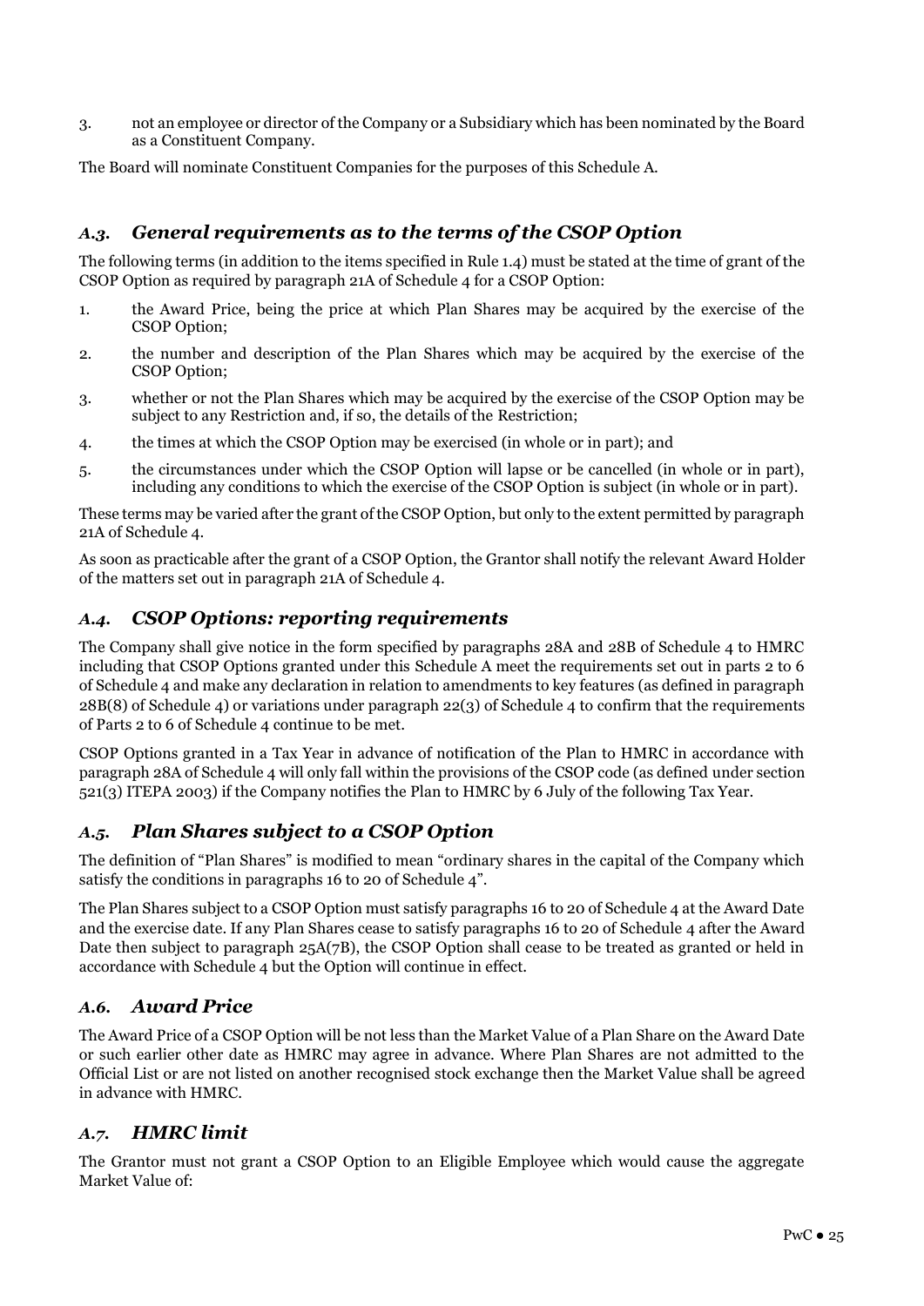3. not an employee or director of the Company or a Subsidiary which has been nominated by the Board as a Constituent Company.

The Board will nominate Constituent Companies for the purposes of this Schedule A.

## *A.3. General requirements as to the terms of the CSOP Option*

The following terms (in addition to the items specified in Rule 1.4) must be stated at the time of grant of the CSOP Option as required by paragraph 21A of Schedule 4 for a CSOP Option:

1. the Award Price, being the price at which Plan Shares may be acquired by the exercise of the CSOP Option;
2. the number and description of the Plan Shares which may be acquired by the exercise of the CSOP Option;
3. whether or not the Plan Shares which may be acquired by the exercise of the CSOP Option may be subject to any Restriction and, if so, the details of the Restriction;
4. the times at which the CSOP Option may be exercised (in whole or in part); and
5. the circumstances under which the CSOP Option will lapse or be cancelled (in whole or in part), including any conditions to which the exercise of the CSOP Option is subject (in whole or in part).

These terms may be varied after the grant of the CSOP Option, but only to the extent permitted by paragraph 21A of Schedule 4.

As soon as practicable after the grant of a CSOP Option, the Grantor shall notify the relevant Award Holder of the matters set out in paragraph 21A of Schedule 4.

## *A.4. CSOP Options: reporting requirements*

The Company shall give notice in the form specified by paragraphs 28A and 28B of Schedule 4 to HMRC including that CSOP Options granted under this Schedule A meet the requirements set out in parts 2 to 6 of Schedule 4 and make any declaration in relation to amendments to key features (as defined in paragraph 28B(8) of Schedule 4) or variations under paragraph 22(3) of Schedule 4 to confirm that the requirements of Parts 2 to 6 of Schedule 4 continue to be met.

CSOP Options granted in a Tax Year in advance of notification of the Plan to HMRC in accordance with paragraph 28A of Schedule 4 will only fall within the provisions of the CSOP code (as defined under section 521(3) ITEPA 2003) if the Company notifies the Plan to HMRC by 6 July of the following Tax Year.

## *A.5. Plan Shares subject to a CSOP Option*

The definition of "Plan Shares" is modified to mean "ordinary shares in the capital of the Company which satisfy the conditions in paragraphs 16 to 20 of Schedule 4".

The Plan Shares subject to a CSOP Option must satisfy paragraphs 16 to 20 of Schedule 4 at the Award Date and the exercise date. If any Plan Shares cease to satisfy paragraphs 16 to 20 of Schedule 4 after the Award Date then subject to paragraph 25A(7B), the CSOP Option shall cease to be treated as granted or held in accordance with Schedule 4 but the Option will continue in effect.

## *A.6. Award Price*

The Award Price of a CSOP Option will be not less than the Market Value of a Plan Share on the Award Date or such earlier other date as HMRC may agree in advance. Where Plan Shares are not admitted to the Official List or are not listed on another recognised stock exchange then the Market Value shall be agreed in advance with HMRC.

## *A.7. HMRC limit*

The Grantor must not grant a CSOP Option to an Eligible Employee which would cause the aggregate Market Value of: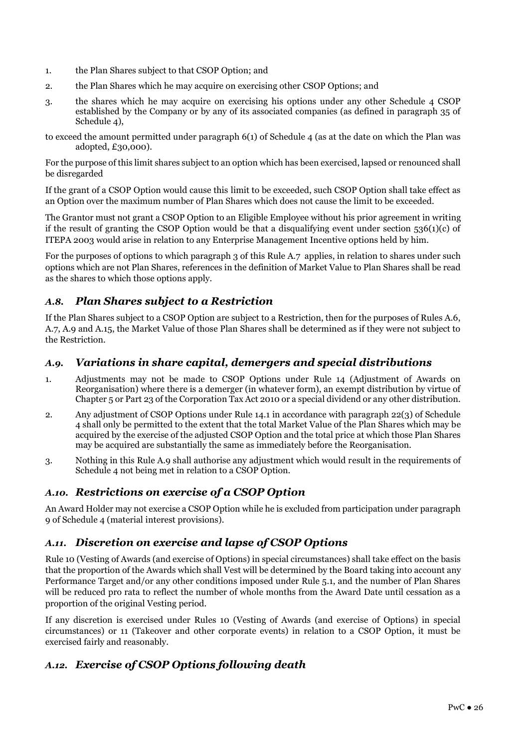1. the Plan Shares subject to that CSOP Option; and
2. the Plan Shares which he may acquire on exercising other CSOP Options; and
3. the shares which he may acquire on exercising his options under any other Schedule 4 CSOP established by the Company or by any of its associated companies (as defined in paragraph 35 of Schedule 4),

to exceed the amount permitted under paragraph 6(1) of Schedule 4 (as at the date on which the Plan was adopted, £30,000).

For the purpose of this limit shares subject to an option which has been exercised, lapsed or renounced shall be disregarded

If the grant of a CSOP Option would cause this limit to be exceeded, such CSOP Option shall take effect as an Option over the maximum number of Plan Shares which does not cause the limit to be exceeded.

The Grantor must not grant a CSOP Option to an Eligible Employee without his prior agreement in writing if the result of granting the CSOP Option would be that a disqualifying event under section 536(1)(c) of ITEPA 2003 would arise in relation to any Enterprise Management Incentive options held by him.

For the purposes of options to which paragraph 3 of this Rule A.7 applies, in relation to shares under such options which are not Plan Shares, references in the definition of Market Value to Plan Shares shall be read as the shares to which those options apply.

## *A.8. Plan Shares subject to a Restriction*

If the Plan Shares subject to a CSOP Option are subject to a Restriction, then for the purposes of Rules A.6, A.7, A.9 and A.15, the Market Value of those Plan Shares shall be determined as if they were not subject to the Restriction.

## *A.9. Variations in share capital, demergers and special distributions*

1. Adjustments may not be made to CSOP Options under Rule 14 (Adjustment of Awards on Reorganisation) where there is a demerger (in whatever form), an exempt distribution by virtue of Chapter 5 or Part 23 of the Corporation Tax Act 2010 or a special dividend or any other distribution.
2. Any adjustment of CSOP Options under Rule 14.1 in accordance with paragraph 22(3) of Schedule 4 shall only be permitted to the extent that the total Market Value of the Plan Shares which may be acquired by the exercise of the adjusted CSOP Option and the total price at which those Plan Shares may be acquired are substantially the same as immediately before the Reorganisation.
3. Nothing in this Rule A.9 shall authorise any adjustment which would result in the requirements of Schedule 4 not being met in relation to a CSOP Option.

## *A.10. Restrictions on exercise of a CSOP Option*

An Award Holder may not exercise a CSOP Option while he is excluded from participation under paragraph 9 of Schedule 4 (material interest provisions).

## *A.11. Discretion on exercise and lapse of CSOP Options*

Rule 10 (Vesting of Awards (and exercise of Options) in special circumstances) shall take effect on the basis that the proportion of the Awards which shall Vest will be determined by the Board taking into account any Performance Target and/or any other conditions imposed under Rule 5.1, and the number of Plan Shares will be reduced pro rata to reflect the number of whole months from the Award Date until cessation as a proportion of the original Vesting period.

If any discretion is exercised under Rules 10 (Vesting of Awards (and exercise of Options) in special circumstances) or 11 (Takeover and other corporate events) in relation to a CSOP Option, it must be exercised fairly and reasonably.

## *A.12. Exercise of CSOP Options following death*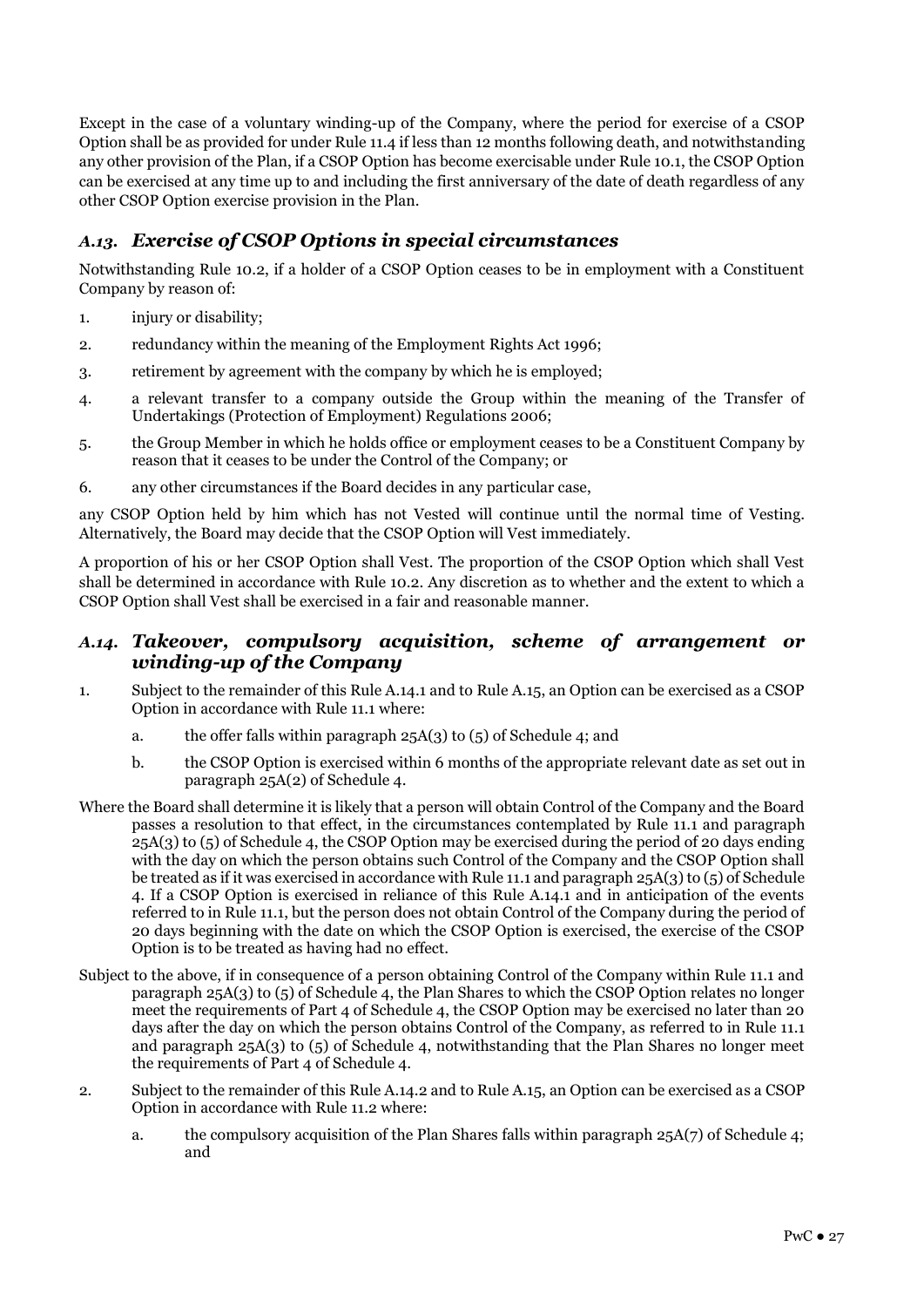Except in the case of a voluntary winding-up of the Company, where the period for exercise of a CSOP Option shall be as provided for under Rule 11.4 if less than 12 months following death, and notwithstanding any other provision of the Plan, if a CSOP Option has become exercisable under Rule 10.1, the CSOP Option can be exercised at any time up to and including the first anniversary of the date of death regardless of any other CSOP Option exercise provision in the Plan.

## *A.13. Exercise of CSOP Options in special circumstances*

Notwithstanding Rule 10.2, if a holder of a CSOP Option ceases to be in employment with a Constituent Company by reason of:

1. injury or disability;
2. redundancy within the meaning of the Employment Rights Act 1996;
3. retirement by agreement with the company by which he is employed;
4. a relevant transfer to a company outside the Group within the meaning of the Transfer of Undertakings (Protection of Employment) Regulations 2006;
5. the Group Member in which he holds office or employment ceases to be a Constituent Company by reason that it ceases to be under the Control of the Company; or
6. any other circumstances if the Board decides in any particular case,

any CSOP Option held by him which has not Vested will continue until the normal time of Vesting. Alternatively, the Board may decide that the CSOP Option will Vest immediately.

A proportion of his or her CSOP Option shall Vest. The proportion of the CSOP Option which shall Vest shall be determined in accordance with Rule 10.2. Any discretion as to whether and the extent to which a CSOP Option shall Vest shall be exercised in a fair and reasonable manner.

## *A.14. Takeover, compulsory acquisition, scheme of arrangement or winding-up of the Company*

1. Subject to the remainder of this Rule A.14.1 and to Rule A.15, an Option can be exercised as a CSOP Option in accordance with Rule 11.1 where:
   a. the offer falls within paragraph 25A(3) to (5) of Schedule 4; and
   b. the CSOP Option is exercised within 6 months of the appropriate relevant date as set out in paragraph 25A(2) of Schedule 4.

Where the Board shall determine it is likely that a person will obtain Control of the Company and the Board passes a resolution to that effect, in the circumstances contemplated by Rule 11.1 and paragraph 25A(3) to (5) of Schedule 4, the CSOP Option may be exercised during the period of 20 days ending with the day on which the person obtains such Control of the Company and the CSOP Option shall be treated as if it was exercised in accordance with Rule 11.1 and paragraph 25A(3) to (5) of Schedule 4. If a CSOP Option is exercised in reliance of this Rule A.14.1 and in anticipation of the events referred to in Rule 11.1, but the person does not obtain Control of the Company during the period of 20 days beginning with the date on which the CSOP Option is exercised, the exercise of the CSOP Option is to be treated as having had no effect.

Subject to the above, if in consequence of a person obtaining Control of the Company within Rule 11.1 and paragraph 25A(3) to (5) of Schedule 4, the Plan Shares to which the CSOP Option relates no longer meet the requirements of Part 4 of Schedule 4, the CSOP Option may be exercised no later than 20 days after the day on which the person obtains Control of the Company, as referred to in Rule 11.1 and paragraph 25A(3) to (5) of Schedule 4, notwithstanding that the Plan Shares no longer meet the requirements of Part 4 of Schedule 4.

2. Subject to the remainder of this Rule A.14.2 and to Rule A.15, an Option can be exercised as a CSOP Option in accordance with Rule 11.2 where:
   a. the compulsory acquisition of the Plan Shares falls within paragraph 25A(7) of Schedule 4; and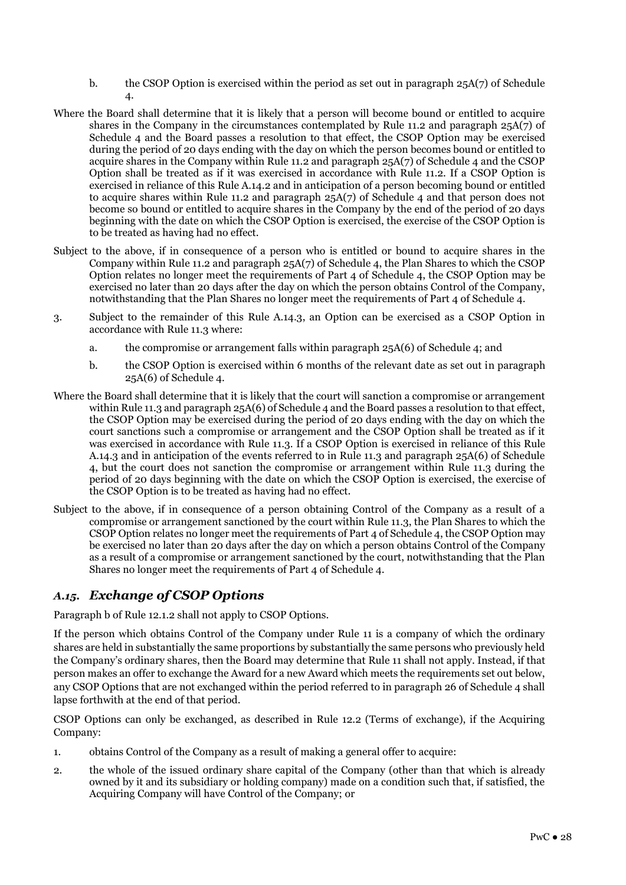b. the CSOP Option is exercised within the period as set out in paragraph 25A(7) of Schedule 4.

Where the Board shall determine that it is likely that a person will become bound or entitled to acquire shares in the Company in the circumstances contemplated by Rule 11.2 and paragraph 25A(7) of Schedule 4 and the Board passes a resolution to that effect, the CSOP Option may be exercised during the period of 20 days ending with the day on which the person becomes bound or entitled to acquire shares in the Company within Rule 11.2 and paragraph 25A(7) of Schedule 4 and the CSOP Option shall be treated as if it was exercised in accordance with Rule 11.2. If a CSOP Option is exercised in reliance of this Rule A.14.2 and in anticipation of a person becoming bound or entitled to acquire shares within Rule 11.2 and paragraph 25A(7) of Schedule 4 and that person does not become so bound or entitled to acquire shares in the Company by the end of the period of 20 days beginning with the date on which the CSOP Option is exercised, the exercise of the CSOP Option is to be treated as having had no effect.

Subject to the above, if in consequence of a person who is entitled or bound to acquire shares in the Company within Rule 11.2 and paragraph 25A(7) of Schedule 4, the Plan Shares to which the CSOP Option relates no longer meet the requirements of Part 4 of Schedule 4, the CSOP Option may be exercised no later than 20 days after the day on which the person obtains Control of the Company, notwithstanding that the Plan Shares no longer meet the requirements of Part 4 of Schedule 4.

3. Subject to the remainder of this Rule A.14.3, an Option can be exercised as a CSOP Option in accordance with Rule 11.3 where:

   a. the compromise or arrangement falls within paragraph 25A(6) of Schedule 4; and

   b. the CSOP Option is exercised within 6 months of the relevant date as set out in paragraph 25A(6) of Schedule 4.

Where the Board shall determine that it is likely that the court will sanction a compromise or arrangement within Rule 11.3 and paragraph 25A(6) of Schedule 4 and the Board passes a resolution to that effect, the CSOP Option may be exercised during the period of 20 days ending with the day on which the court sanctions such a compromise or arrangement and the CSOP Option shall be treated as if it was exercised in accordance with Rule 11.3. If a CSOP Option is exercised in reliance of this Rule A.14.3 and in anticipation of the events referred to in Rule 11.3 and paragraph 25A(6) of Schedule 4, but the court does not sanction the compromise or arrangement within Rule 11.3 during the period of 20 days beginning with the date on which the CSOP Option is exercised, the exercise of the CSOP Option is to be treated as having had no effect.

Subject to the above, if in consequence of a person obtaining Control of the Company as a result of a compromise or arrangement sanctioned by the court within Rule 11.3, the Plan Shares to which the CSOP Option relates no longer meet the requirements of Part 4 of Schedule 4, the CSOP Option may be exercised no later than 20 days after the day on which a person obtains Control of the Company as a result of a compromise or arrangement sanctioned by the court, notwithstanding that the Plan Shares no longer meet the requirements of Part 4 of Schedule 4.

## *A.15. Exchange of CSOP Options*

Paragraph b of Rule 12.1.2 shall not apply to CSOP Options.

If the person which obtains Control of the Company under Rule 11 is a company of which the ordinary shares are held in substantially the same proportions by substantially the same persons who previously held the Company's ordinary shares, then the Board may determine that Rule 11 shall not apply. Instead, if that person makes an offer to exchange the Award for a new Award which meets the requirements set out below, any CSOP Options that are not exchanged within the period referred to in paragraph 26 of Schedule 4 shall lapse forthwith at the end of that period.

CSOP Options can only be exchanged, as described in Rule 12.2 (Terms of exchange), if the Acquiring Company:

1. obtains Control of the Company as a result of making a general offer to acquire:

2. the whole of the issued ordinary share capital of the Company (other than that which is already owned by it and its subsidiary or holding company) made on a condition such that, if satisfied, the Acquiring Company will have Control of the Company; or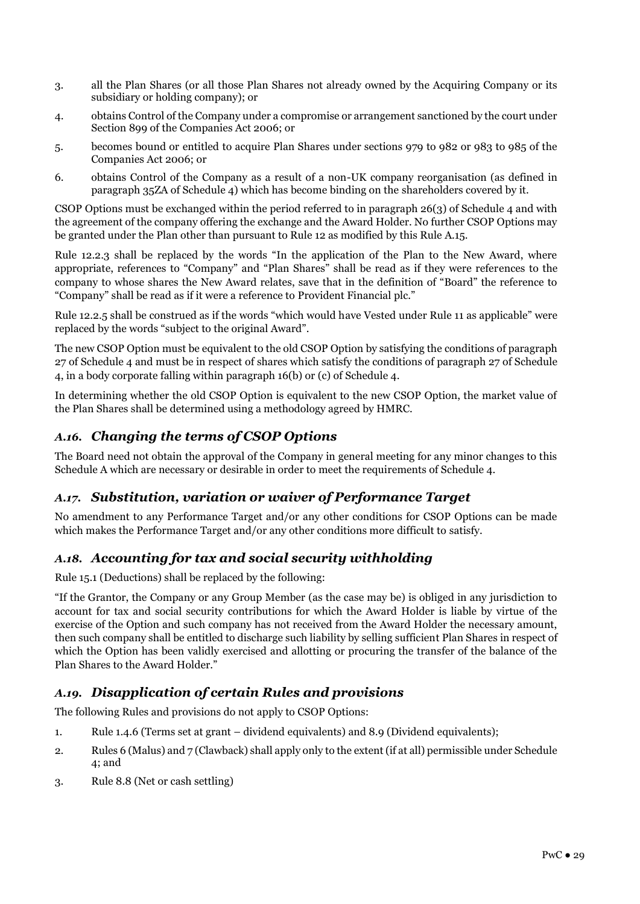3. all the Plan Shares (or all those Plan Shares not already owned by the Acquiring Company or its subsidiary or holding company); or
4. obtains Control of the Company under a compromise or arrangement sanctioned by the court under Section 899 of the Companies Act 2006; or
5. becomes bound or entitled to acquire Plan Shares under sections 979 to 982 or 983 to 985 of the Companies Act 2006; or
6. obtains Control of the Company as a result of a non-UK company reorganisation (as defined in paragraph 35ZA of Schedule 4) which has become binding on the shareholders covered by it.

CSOP Options must be exchanged within the period referred to in paragraph 26(3) of Schedule 4 and with the agreement of the company offering the exchange and the Award Holder. No further CSOP Options may be granted under the Plan other than pursuant to Rule 12 as modified by this Rule A.15.

Rule 12.2.3 shall be replaced by the words "In the application of the Plan to the New Award, where appropriate, references to "Company" and "Plan Shares" shall be read as if they were references to the company to whose shares the New Award relates, save that in the definition of "Board" the reference to "Company" shall be read as if it were a reference to Provident Financial plc."

Rule 12.2.5 shall be construed as if the words "which would have Vested under Rule 11 as applicable" were replaced by the words "subject to the original Award".

The new CSOP Option must be equivalent to the old CSOP Option by satisfying the conditions of paragraph 27 of Schedule 4 and must be in respect of shares which satisfy the conditions of paragraph 27 of Schedule 4, in a body corporate falling within paragraph 16(b) or (c) of Schedule 4.

In determining whether the old CSOP Option is equivalent to the new CSOP Option, the market value of the Plan Shares shall be determined using a methodology agreed by HMRC.

## *A.16. Changing the terms of CSOP Options*

The Board need not obtain the approval of the Company in general meeting for any minor changes to this Schedule A which are necessary or desirable in order to meet the requirements of Schedule 4.

## *A.17. Substitution, variation or waiver of Performance Target*

No amendment to any Performance Target and/or any other conditions for CSOP Options can be made which makes the Performance Target and/or any other conditions more difficult to satisfy.

## *A.18. Accounting for tax and social security withholding*

Rule 15.1 (Deductions) shall be replaced by the following:

"If the Grantor, the Company or any Group Member (as the case may be) is obliged in any jurisdiction to account for tax and social security contributions for which the Award Holder is liable by virtue of the exercise of the Option and such company has not received from the Award Holder the necessary amount, then such company shall be entitled to discharge such liability by selling sufficient Plan Shares in respect of which the Option has been validly exercised and allotting or procuring the transfer of the balance of the Plan Shares to the Award Holder."

## *A.19. Disapplication of certain Rules and provisions*

The following Rules and provisions do not apply to CSOP Options:

1. Rule 1.4.6 (Terms set at grant – dividend equivalents) and 8.9 (Dividend equivalents);
2. Rules 6 (Malus) and 7 (Clawback) shall apply only to the extent (if at all) permissible under Schedule 4; and
3. Rule 8.8 (Net or cash settling)